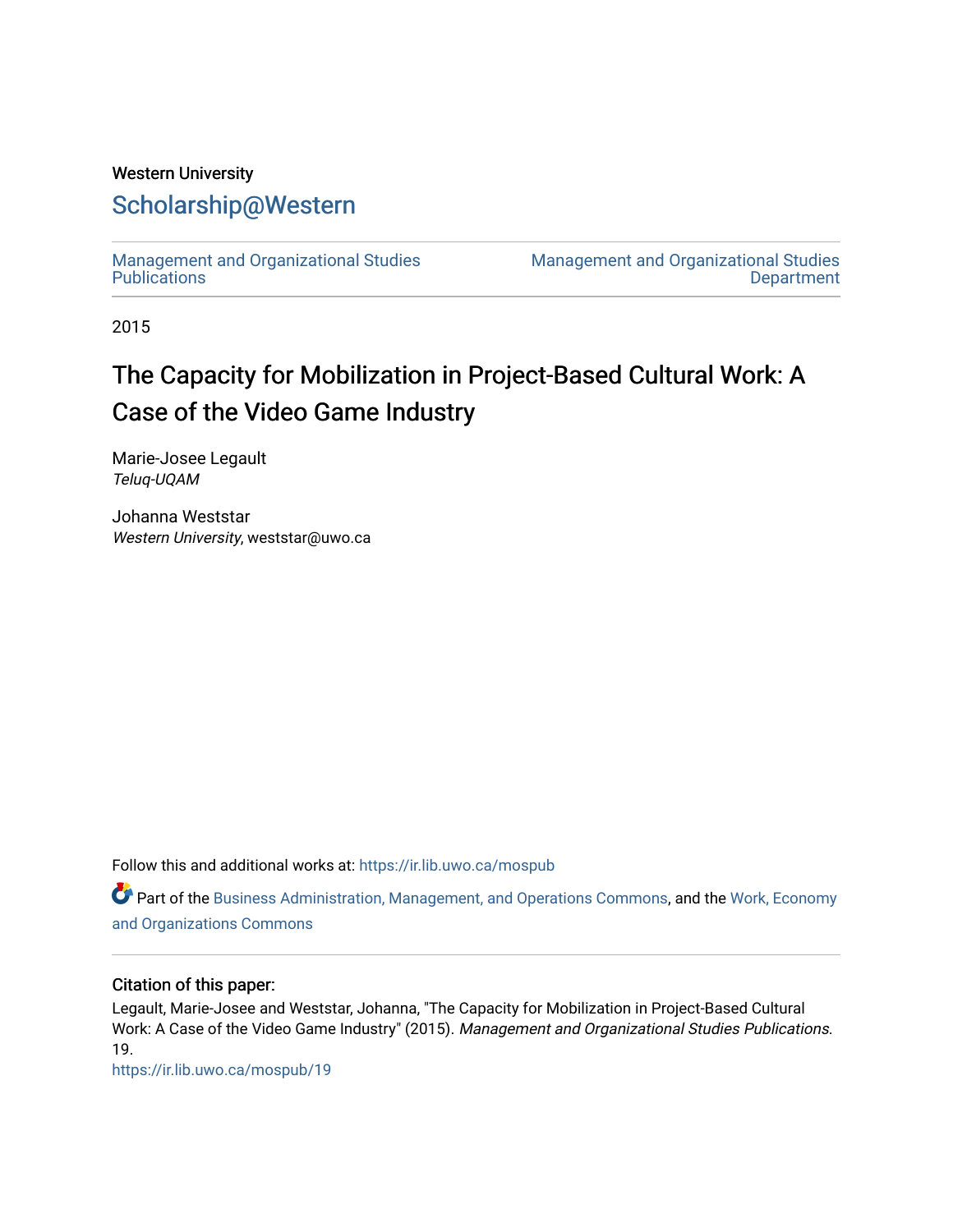Western University

# Scholarship@Western

Management and Organizational Studies Publications

Management and Organizational Studies Department

2015

## The Capacity for Mobilization in Project-Based Cultural Work: A Case of the Video Game Industry

Marie-Josee Legault
*Teluq-UQAM*

Johanna Weststar
*Western University*, weststar@uwo.ca

Follow this and additional works at: https://ir.lib.uwo.ca/mospub

Part of the Business Administration, Management, and Operations Commons, and the Work, Economy and Organizations Commons

### Citation of this paper:

Legault, Marie-Josee and Weststar, Johanna, "The Capacity for Mobilization in Project-Based Cultural Work: A Case of the Video Game Industry" (2015). *Management and Organizational Studies Publications*. 19.
https://ir.lib.uwo.ca/mospub/19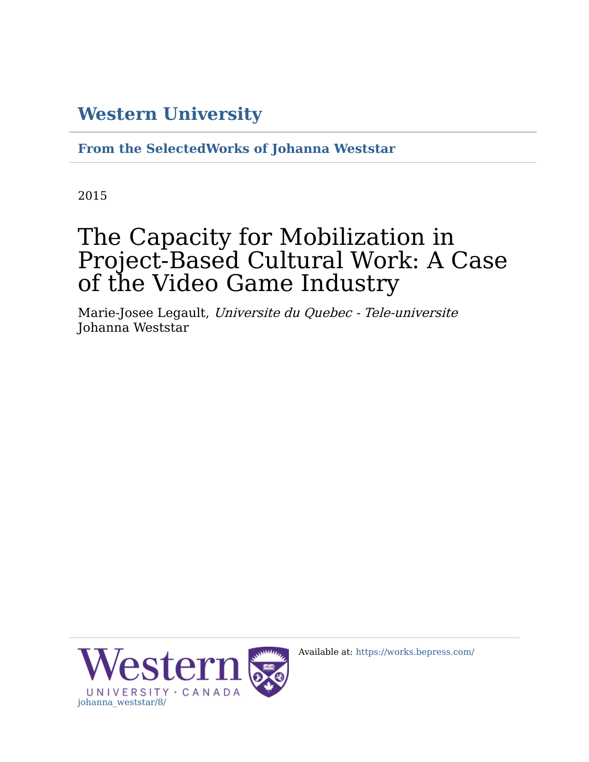# Western University

**From the SelectedWorks of Johanna Weststar**

2015

# The Capacity for Mobilization in Project-Based Cultural Work: A Case of the Video Game Industry

Marie-Josee Legault, *Universite du Quebec - Tele-universite*
Johanna Weststar

Available at: https://works.bepress.com/johanna_weststar/8/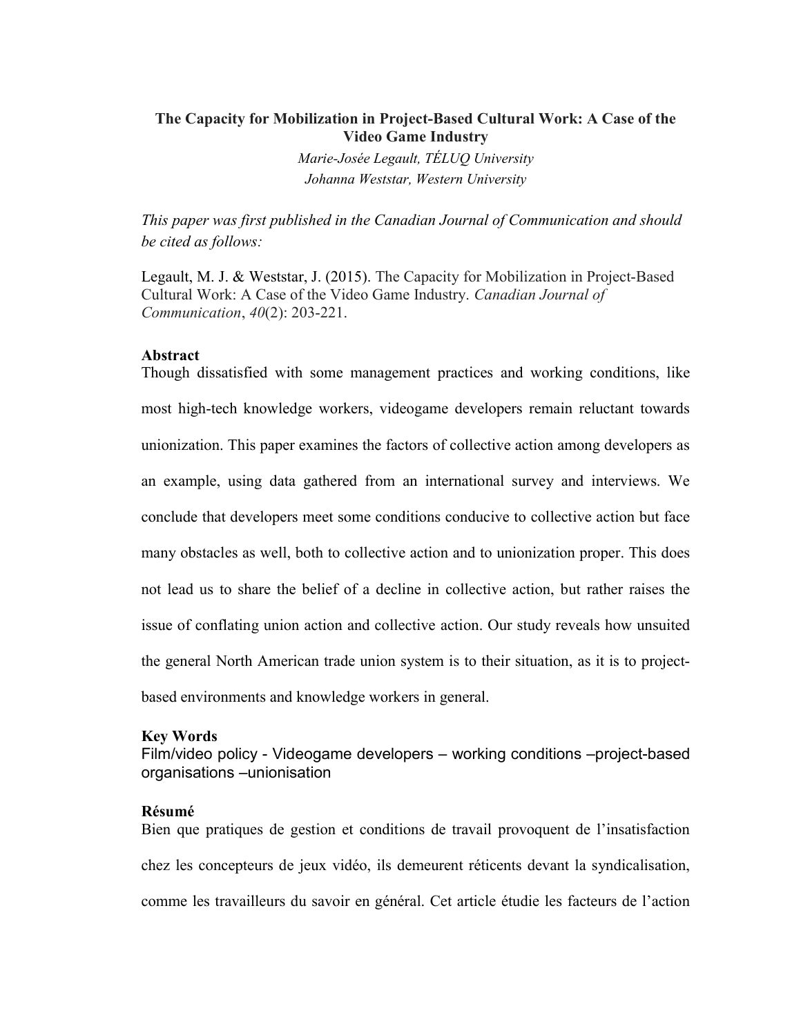**The Capacity for Mobilization in Project-Based Cultural Work: A Case of the Video Game Industry**

*Marie-Josée Legault, TÉLUQ University*
*Johanna Weststar, Western University*

*This paper was first published in the Canadian Journal of Communication and should be cited as follows:*

Legault, M. J. & Weststar, J. (2015). The Capacity for Mobilization in Project-Based Cultural Work: A Case of the Video Game Industry. *Canadian Journal of Communication*, *40*(2): 203-221.

**Abstract**

Though dissatisfied with some management practices and working conditions, like most high-tech knowledge workers, videogame developers remain reluctant towards unionization. This paper examines the factors of collective action among developers as an example, using data gathered from an international survey and interviews. We conclude that developers meet some conditions conducive to collective action but face many obstacles as well, both to collective action and to unionization proper. This does not lead us to share the belief of a decline in collective action, but rather raises the issue of conflating union action and collective action. Our study reveals how unsuited the general North American trade union system is to their situation, as it is to project-based environments and knowledge workers in general.

**Key Words**

Film/video policy - Videogame developers – working conditions –project-based organisations –unionisation

**Résumé**

Bien que pratiques de gestion et conditions de travail provoquent de l'insatisfaction chez les concepteurs de jeux vidéo, ils demeurent réticents devant la syndicalisation, comme les travailleurs du savoir en général. Cet article étudie les facteurs de l'action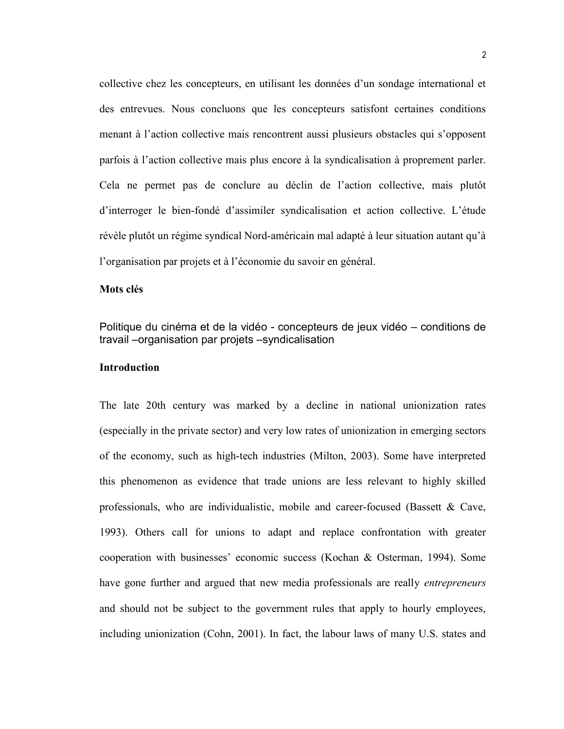collective chez les concepteurs, en utilisant les données d'un sondage international et des entrevues. Nous concluons que les concepteurs satisfont certaines conditions menant à l'action collective mais rencontrent aussi plusieurs obstacles qui s'opposent parfois à l'action collective mais plus encore à la syndicalisation à proprement parler. Cela ne permet pas de conclure au déclin de l'action collective, mais plutôt d'interroger le bien-fondé d'assimiler syndicalisation et action collective. L'étude révèle plutôt un régime syndical Nord-américain mal adapté à leur situation autant qu'à l'organisation par projets et à l'économie du savoir en général.

**Mots clés**

Politique du cinéma et de la vidéo - concepteurs de jeux vidéo – conditions de travail –organisation par projets –syndicalisation

## Introduction

The late 20th century was marked by a decline in national unionization rates (especially in the private sector) and very low rates of unionization in emerging sectors of the economy, such as high-tech industries (Milton, 2003). Some have interpreted this phenomenon as evidence that trade unions are less relevant to highly skilled professionals, who are individualistic, mobile and career-focused (Bassett & Cave, 1993). Others call for unions to adapt and replace confrontation with greater cooperation with businesses' economic success (Kochan & Osterman, 1994). Some have gone further and argued that new media professionals are really *entrepreneurs* and should not be subject to the government rules that apply to hourly employees, including unionization (Cohn, 2001). In fact, the labour laws of many U.S. states and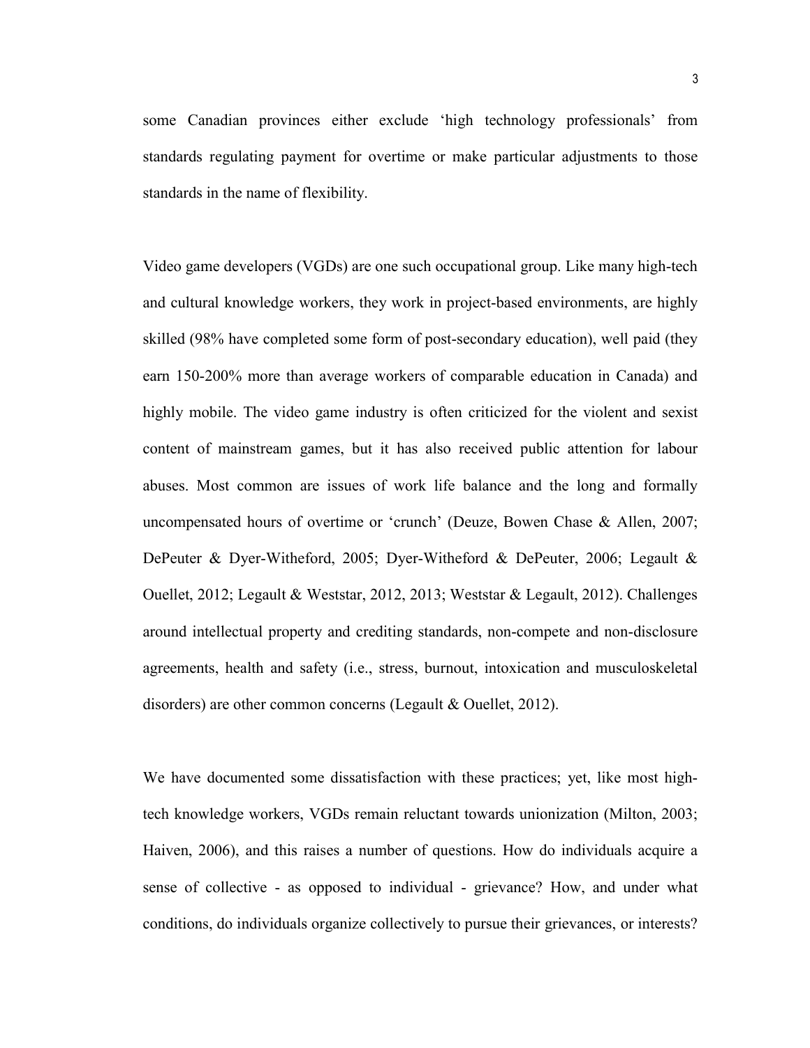some Canadian provinces either exclude 'high technology professionals' from standards regulating payment for overtime or make particular adjustments to those standards in the name of flexibility.

Video game developers (VGDs) are one such occupational group. Like many high-tech and cultural knowledge workers, they work in project-based environments, are highly skilled (98% have completed some form of post-secondary education), well paid (they earn 150-200% more than average workers of comparable education in Canada) and highly mobile. The video game industry is often criticized for the violent and sexist content of mainstream games, but it has also received public attention for labour abuses. Most common are issues of work life balance and the long and formally uncompensated hours of overtime or 'crunch' (Deuze, Bowen Chase & Allen, 2007; DePeuter & Dyer-Witheford, 2005; Dyer-Witheford & DePeuter, 2006; Legault & Ouellet, 2012; Legault & Weststar, 2012, 2013; Weststar & Legault, 2012). Challenges around intellectual property and crediting standards, non-compete and non-disclosure agreements, health and safety (i.e., stress, burnout, intoxication and musculoskeletal disorders) are other common concerns (Legault & Ouellet, 2012).

We have documented some dissatisfaction with these practices; yet, like most high-tech knowledge workers, VGDs remain reluctant towards unionization (Milton, 2003; Haiven, 2006), and this raises a number of questions. How do individuals acquire a sense of collective - as opposed to individual - grievance? How, and under what conditions, do individuals organize collectively to pursue their grievances, or interests?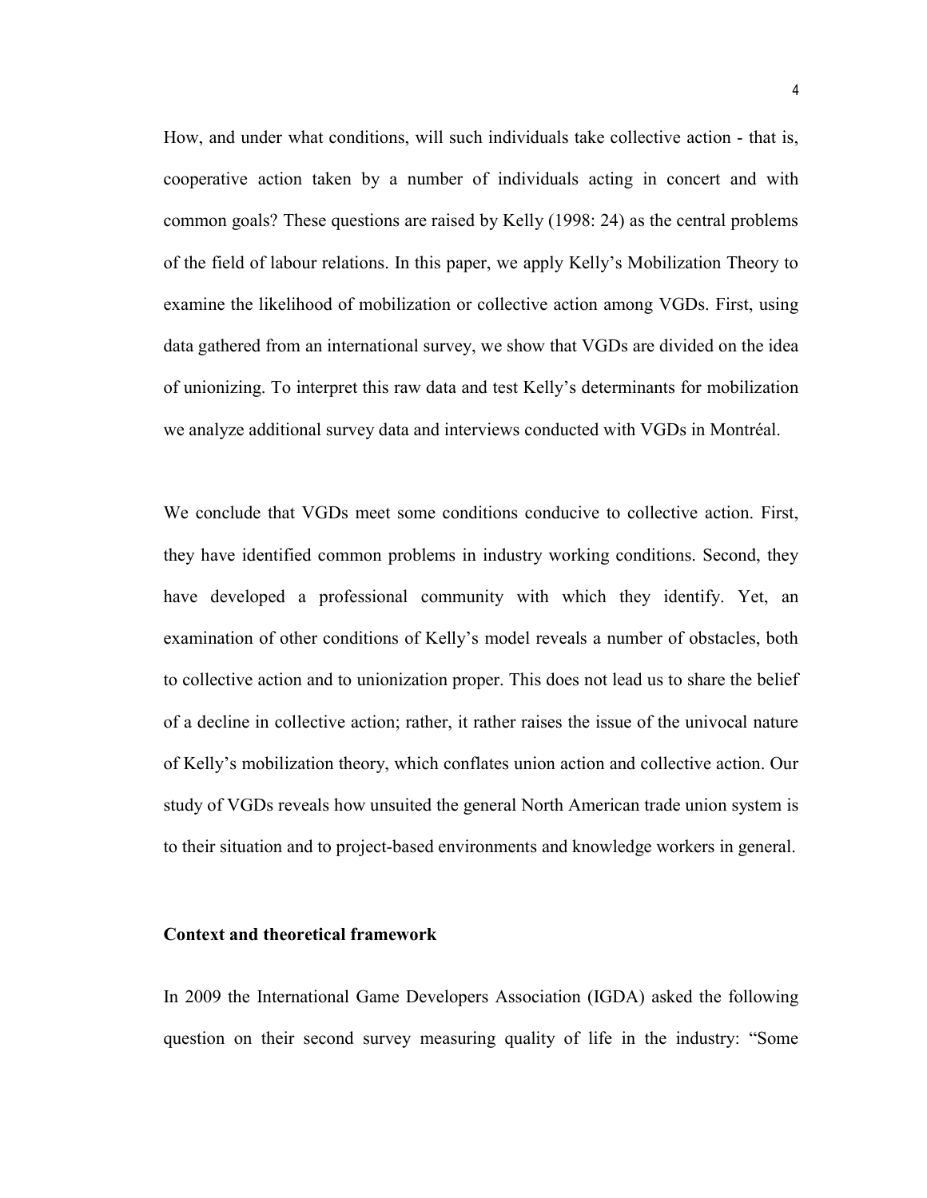How, and under what conditions, will such individuals take collective action - that is, cooperative action taken by a number of individuals acting in concert and with common goals? These questions are raised by Kelly (1998: 24) as the central problems of the field of labour relations. In this paper, we apply Kelly's Mobilization Theory to examine the likelihood of mobilization or collective action among VGDs. First, using data gathered from an international survey, we show that VGDs are divided on the idea of unionizing. To interpret this raw data and test Kelly's determinants for mobilization we analyze additional survey data and interviews conducted with VGDs in Montréal.

We conclude that VGDs meet some conditions conducive to collective action. First, they have identified common problems in industry working conditions. Second, they have developed a professional community with which they identify. Yet, an examination of other conditions of Kelly's model reveals a number of obstacles, both to collective action and to unionization proper. This does not lead us to share the belief of a decline in collective action; rather, it rather raises the issue of the univocal nature of Kelly's mobilization theory, which conflates union action and collective action. Our study of VGDs reveals how unsuited the general North American trade union system is to their situation and to project-based environments and knowledge workers in general.

## Context and theoretical framework

In 2009 the International Game Developers Association (IGDA) asked the following question on their second survey measuring quality of life in the industry: "Some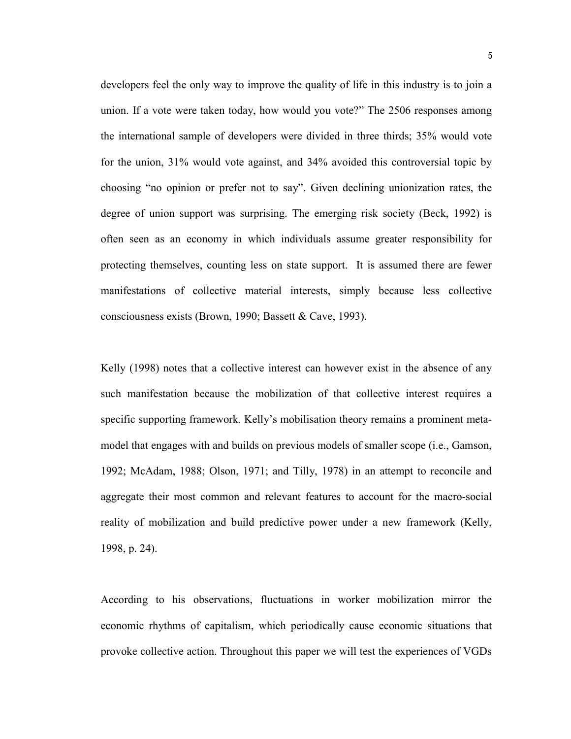developers feel the only way to improve the quality of life in this industry is to join a union. If a vote were taken today, how would you vote?" The 2506 responses among the international sample of developers were divided in three thirds; 35% would vote for the union, 31% would vote against, and 34% avoided this controversial topic by choosing "no opinion or prefer not to say". Given declining unionization rates, the degree of union support was surprising. The emerging risk society (Beck, 1992) is often seen as an economy in which individuals assume greater responsibility for protecting themselves, counting less on state support. It is assumed there are fewer manifestations of collective material interests, simply because less collective consciousness exists (Brown, 1990; Bassett & Cave, 1993).

Kelly (1998) notes that a collective interest can however exist in the absence of any such manifestation because the mobilization of that collective interest requires a specific supporting framework. Kelly's mobilisation theory remains a prominent meta-model that engages with and builds on previous models of smaller scope (i.e., Gamson, 1992; McAdam, 1988; Olson, 1971; and Tilly, 1978) in an attempt to reconcile and aggregate their most common and relevant features to account for the macro-social reality of mobilization and build predictive power under a new framework (Kelly, 1998, p. 24).

According to his observations, fluctuations in worker mobilization mirror the economic rhythms of capitalism, which periodically cause economic situations that provoke collective action. Throughout this paper we will test the experiences of VGDs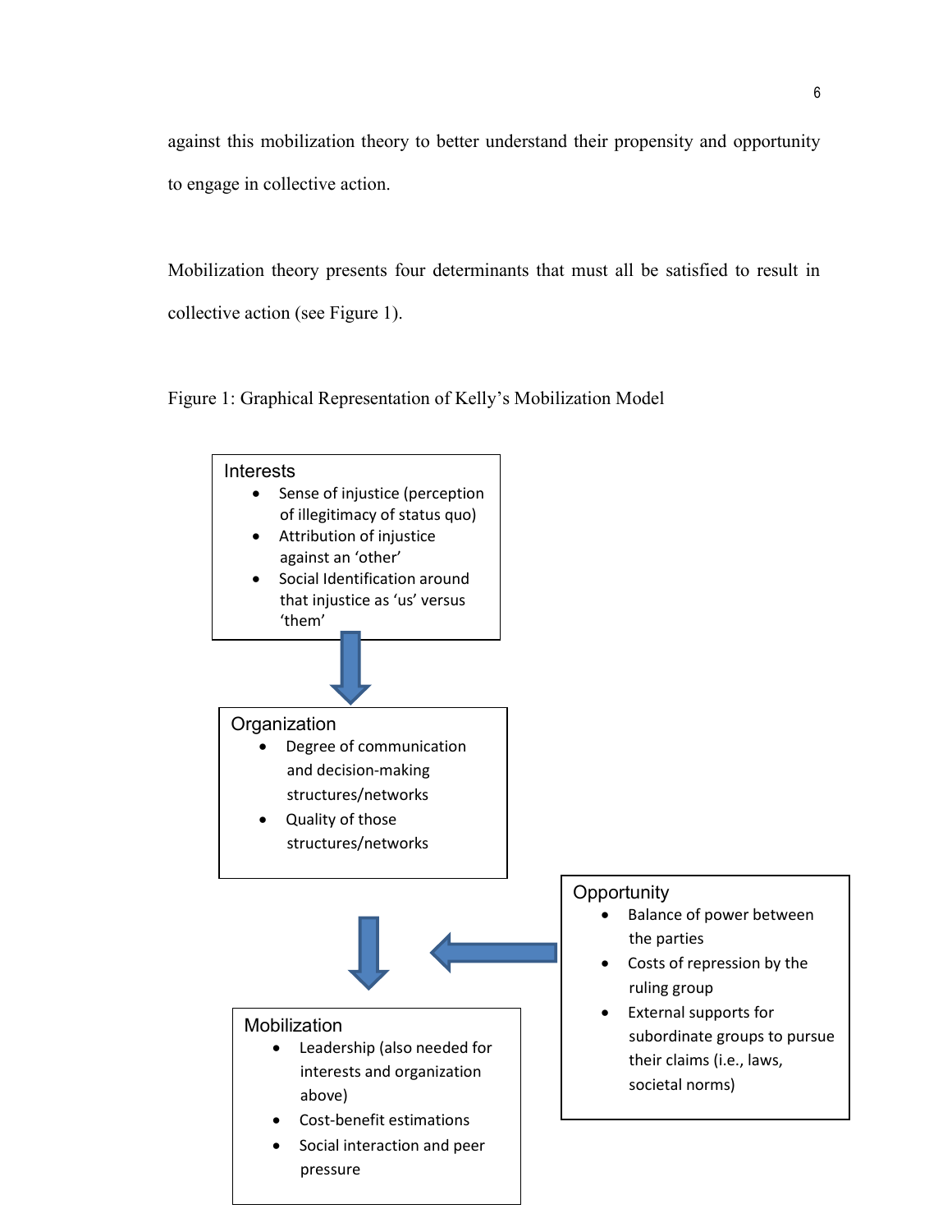against this mobilization theory to better understand their propensity and opportunity to engage in collective action.

Mobilization theory presents four determinants that must all be satisfied to result in collective action (see Figure 1).

Figure 1: Graphical Representation of Kelly's Mobilization Model

**Interests**
- Sense of injustice (perception of illegitimacy of status quo)
- Attribution of injustice against an 'other'
- Social Identification around that injustice as 'us' versus 'them'

**Organization**
- Degree of communication and decision-making structures/networks
- Quality of those structures/networks

**Opportunity**
- Balance of power between the parties
- Costs of repression by the ruling group
- External supports for subordinate groups to pursue their claims (i.e., laws, societal norms)

**Mobilization**
- Leadership (also needed for interests and organization above)
- Cost-benefit estimations
- Social interaction and peer pressure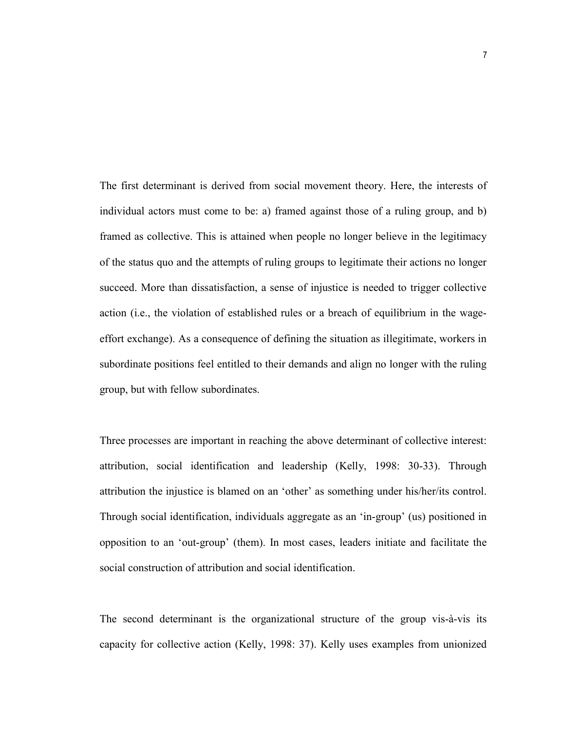The first determinant is derived from social movement theory. Here, the interests of individual actors must come to be: a) framed against those of a ruling group, and b) framed as collective. This is attained when people no longer believe in the legitimacy of the status quo and the attempts of ruling groups to legitimate their actions no longer succeed. More than dissatisfaction, a sense of injustice is needed to trigger collective action (i.e., the violation of established rules or a breach of equilibrium in the wage-effort exchange). As a consequence of defining the situation as illegitimate, workers in subordinate positions feel entitled to their demands and align no longer with the ruling group, but with fellow subordinates.

Three processes are important in reaching the above determinant of collective interest: attribution, social identification and leadership (Kelly, 1998: 30-33). Through attribution the injustice is blamed on an 'other' as something under his/her/its control. Through social identification, individuals aggregate as an 'in-group' (us) positioned in opposition to an 'out-group' (them). In most cases, leaders initiate and facilitate the social construction of attribution and social identification.

The second determinant is the organizational structure of the group vis-à-vis its capacity for collective action (Kelly, 1998: 37). Kelly uses examples from unionized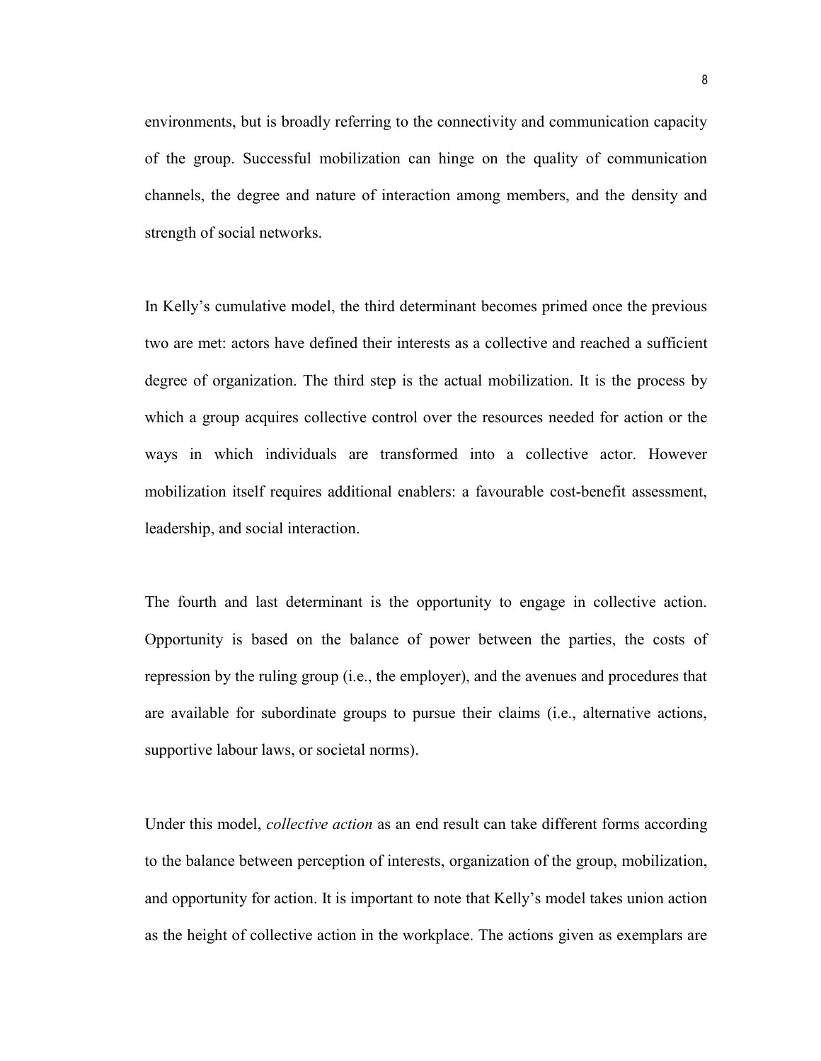environments, but is broadly referring to the connectivity and communication capacity of the group. Successful mobilization can hinge on the quality of communication channels, the degree and nature of interaction among members, and the density and strength of social networks.

In Kelly's cumulative model, the third determinant becomes primed once the previous two are met: actors have defined their interests as a collective and reached a sufficient degree of organization. The third step is the actual mobilization. It is the process by which a group acquires collective control over the resources needed for action or the ways in which individuals are transformed into a collective actor. However mobilization itself requires additional enablers: a favourable cost-benefit assessment, leadership, and social interaction.

The fourth and last determinant is the opportunity to engage in collective action. Opportunity is based on the balance of power between the parties, the costs of repression by the ruling group (i.e., the employer), and the avenues and procedures that are available for subordinate groups to pursue their claims (i.e., alternative actions, supportive labour laws, or societal norms).

Under this model, *collective action* as an end result can take different forms according to the balance between perception of interests, organization of the group, mobilization, and opportunity for action. It is important to note that Kelly's model takes union action as the height of collective action in the workplace. The actions given as exemplars are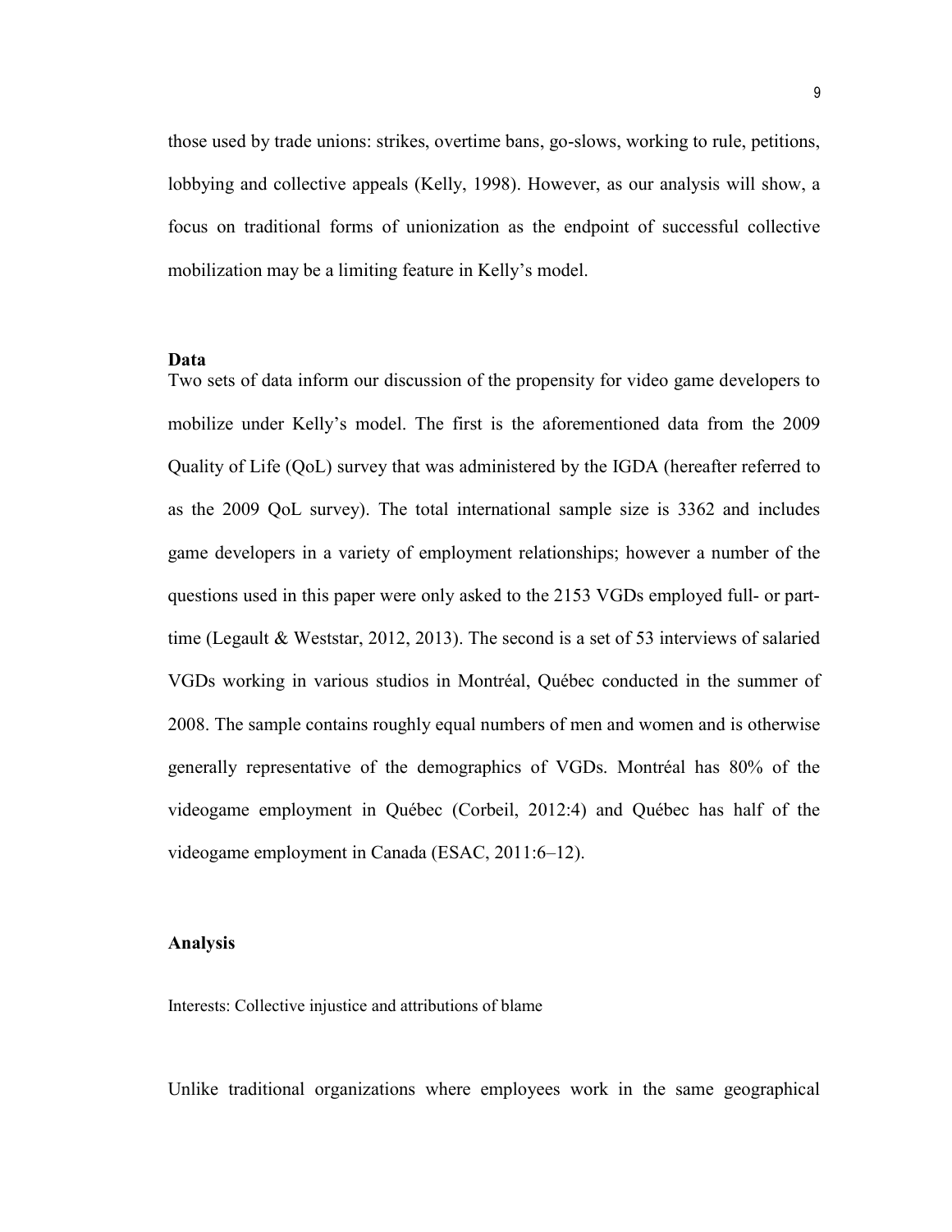those used by trade unions: strikes, overtime bans, go-slows, working to rule, petitions, lobbying and collective appeals (Kelly, 1998). However, as our analysis will show, a focus on traditional forms of unionization as the endpoint of successful collective mobilization may be a limiting feature in Kelly's model.

## Data

Two sets of data inform our discussion of the propensity for video game developers to mobilize under Kelly's model. The first is the aforementioned data from the 2009 Quality of Life (QoL) survey that was administered by the IGDA (hereafter referred to as the 2009 QoL survey). The total international sample size is 3362 and includes game developers in a variety of employment relationships; however a number of the questions used in this paper were only asked to the 2153 VGDs employed full- or part-time (Legault & Weststar, 2012, 2013). The second is a set of 53 interviews of salaried VGDs working in various studios in Montréal, Québec conducted in the summer of 2008. The sample contains roughly equal numbers of men and women and is otherwise generally representative of the demographics of VGDs. Montréal has 80% of the videogame employment in Québec (Corbeil, 2012:4) and Québec has half of the videogame employment in Canada (ESAC, 2011:6–12).

## Analysis

### Interests: Collective injustice and attributions of blame

Unlike traditional organizations where employees work in the same geographical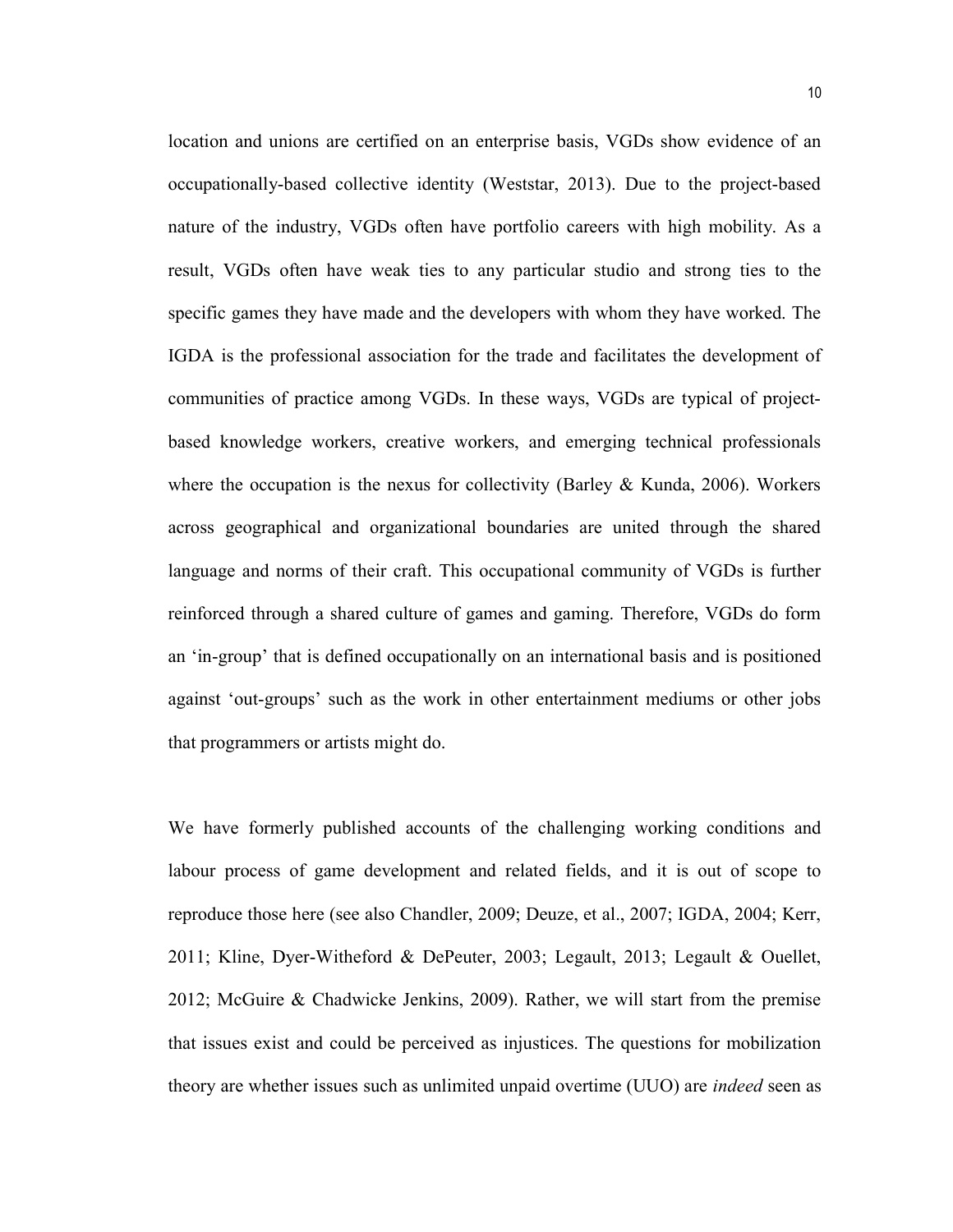location and unions are certified on an enterprise basis, VGDs show evidence of an occupationally-based collective identity (Weststar, 2013). Due to the project-based nature of the industry, VGDs often have portfolio careers with high mobility. As a result, VGDs often have weak ties to any particular studio and strong ties to the specific games they have made and the developers with whom they have worked. The IGDA is the professional association for the trade and facilitates the development of communities of practice among VGDs. In these ways, VGDs are typical of project-based knowledge workers, creative workers, and emerging technical professionals where the occupation is the nexus for collectivity (Barley & Kunda, 2006). Workers across geographical and organizational boundaries are united through the shared language and norms of their craft. This occupational community of VGDs is further reinforced through a shared culture of games and gaming. Therefore, VGDs do form an 'in-group' that is defined occupationally on an international basis and is positioned against 'out-groups' such as the work in other entertainment mediums or other jobs that programmers or artists might do.

We have formerly published accounts of the challenging working conditions and labour process of game development and related fields, and it is out of scope to reproduce those here (see also Chandler, 2009; Deuze, et al., 2007; IGDA, 2004; Kerr, 2011; Kline, Dyer-Witheford & DePeuter, 2003; Legault, 2013; Legault & Ouellet, 2012; McGuire & Chadwicke Jenkins, 2009). Rather, we will start from the premise that issues exist and could be perceived as injustices. The questions for mobilization theory are whether issues such as unlimited unpaid overtime (UUO) are *indeed* seen as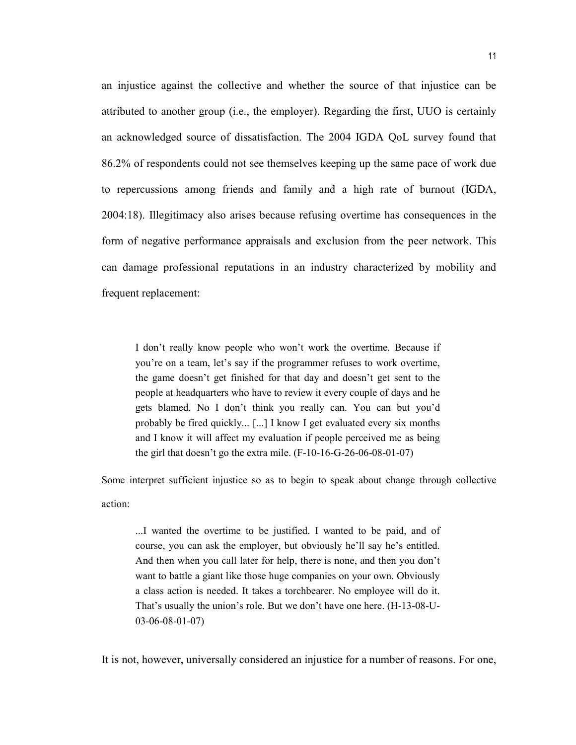an injustice against the collective and whether the source of that injustice can be attributed to another group (i.e., the employer). Regarding the first, UUO is certainly an acknowledged source of dissatisfaction. The 2004 IGDA QoL survey found that 86.2% of respondents could not see themselves keeping up the same pace of work due to repercussions among friends and family and a high rate of burnout (IGDA, 2004:18). Illegitimacy also arises because refusing overtime has consequences in the form of negative performance appraisals and exclusion from the peer network. This can damage professional reputations in an industry characterized by mobility and frequent replacement:

> I don't really know people who won't work the overtime. Because if you're on a team, let's say if the programmer refuses to work overtime, the game doesn't get finished for that day and doesn't get sent to the people at headquarters who have to review it every couple of days and he gets blamed. No I don't think you really can. You can but you'd probably be fired quickly... [...] I know I get evaluated every six months and I know it will affect my evaluation if people perceived me as being the girl that doesn't go the extra mile. (F-10-16-G-26-06-08-01-07)

Some interpret sufficient injustice so as to begin to speak about change through collective action:

> ...I wanted the overtime to be justified. I wanted to be paid, and of course, you can ask the employer, but obviously he'll say he's entitled. And then when you call later for help, there is none, and then you don't want to battle a giant like those huge companies on your own. Obviously a class action is needed. It takes a torchbearer. No employee will do it. That's usually the union's role. But we don't have one here. (H-13-08-U-03-06-08-01-07)

It is not, however, universally considered an injustice for a number of reasons. For one,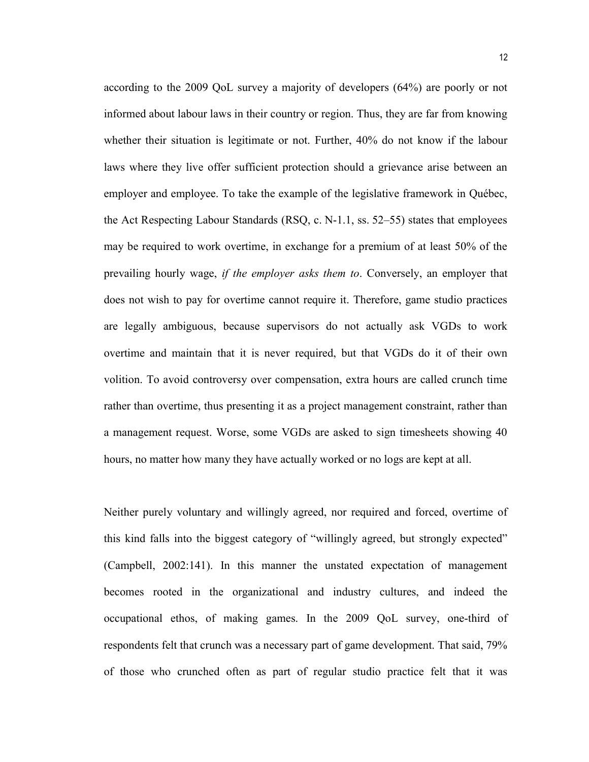according to the 2009 QoL survey a majority of developers (64%) are poorly or not informed about labour laws in their country or region. Thus, they are far from knowing whether their situation is legitimate or not. Further, 40% do not know if the labour laws where they live offer sufficient protection should a grievance arise between an employer and employee. To take the example of the legislative framework in Québec, the Act Respecting Labour Standards (RSQ, c. N-1.1, ss. 52–55) states that employees may be required to work overtime, in exchange for a premium of at least 50% of the prevailing hourly wage, *if the employer asks them to*. Conversely, an employer that does not wish to pay for overtime cannot require it. Therefore, game studio practices are legally ambiguous, because supervisors do not actually ask VGDs to work overtime and maintain that it is never required, but that VGDs do it of their own volition. To avoid controversy over compensation, extra hours are called crunch time rather than overtime, thus presenting it as a project management constraint, rather than a management request. Worse, some VGDs are asked to sign timesheets showing 40 hours, no matter how many they have actually worked or no logs are kept at all.

Neither purely voluntary and willingly agreed, nor required and forced, overtime of this kind falls into the biggest category of "willingly agreed, but strongly expected" (Campbell, 2002:141). In this manner the unstated expectation of management becomes rooted in the organizational and industry cultures, and indeed the occupational ethos, of making games. In the 2009 QoL survey, one-third of respondents felt that crunch was a necessary part of game development. That said, 79% of those who crunched often as part of regular studio practice felt that it was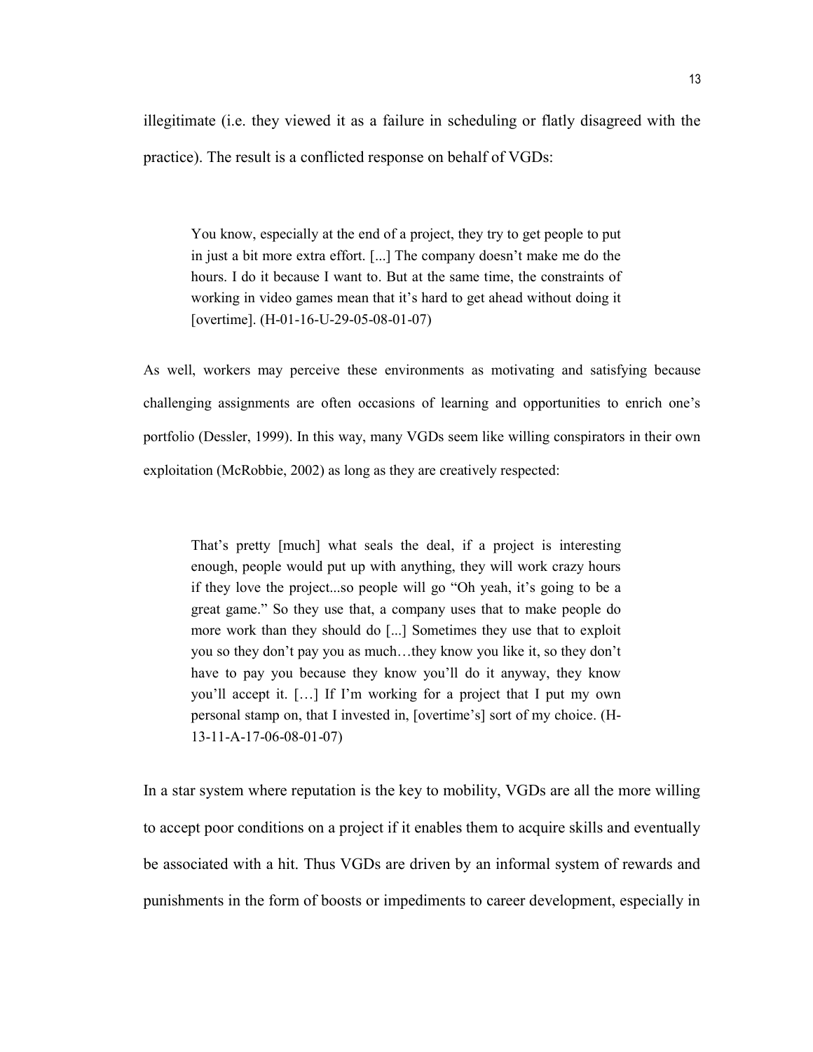illegitimate (i.e. they viewed it as a failure in scheduling or flatly disagreed with the practice). The result is a conflicted response on behalf of VGDs:

> You know, especially at the end of a project, they try to get people to put in just a bit more extra effort. [...] The company doesn't make me do the hours. I do it because I want to. But at the same time, the constraints of working in video games mean that it's hard to get ahead without doing it [overtime]. (H-01-16-U-29-05-08-01-07)

As well, workers may perceive these environments as motivating and satisfying because challenging assignments are often occasions of learning and opportunities to enrich one's portfolio (Dessler, 1999). In this way, many VGDs seem like willing conspirators in their own exploitation (McRobbie, 2002) as long as they are creatively respected:

> That's pretty [much] what seals the deal, if a project is interesting enough, people would put up with anything, they will work crazy hours if they love the project...so people will go "Oh yeah, it's going to be a great game." So they use that, a company uses that to make people do more work than they should do [...] Sometimes they use that to exploit you so they don't pay you as much…they know you like it, so they don't have to pay you because they know you'll do it anyway, they know you'll accept it. […] If I'm working for a project that I put my own personal stamp on, that I invested in, [overtime's] sort of my choice. (H-13-11-A-17-06-08-01-07)

In a star system where reputation is the key to mobility, VGDs are all the more willing to accept poor conditions on a project if it enables them to acquire skills and eventually be associated with a hit. Thus VGDs are driven by an informal system of rewards and punishments in the form of boosts or impediments to career development, especially in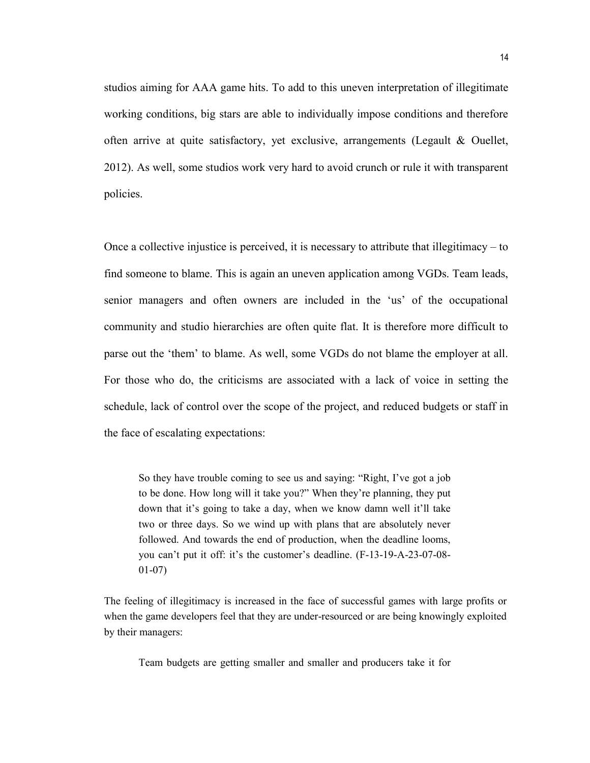studios aiming for AAA game hits. To add to this uneven interpretation of illegitimate working conditions, big stars are able to individually impose conditions and therefore often arrive at quite satisfactory, yet exclusive, arrangements (Legault & Ouellet, 2012). As well, some studios work very hard to avoid crunch or rule it with transparent policies.

Once a collective injustice is perceived, it is necessary to attribute that illegitimacy – to find someone to blame. This is again an uneven application among VGDs. Team leads, senior managers and often owners are included in the 'us' of the occupational community and studio hierarchies are often quite flat. It is therefore more difficult to parse out the 'them' to blame. As well, some VGDs do not blame the employer at all. For those who do, the criticisms are associated with a lack of voice in setting the schedule, lack of control over the scope of the project, and reduced budgets or staff in the face of escalating expectations:

> So they have trouble coming to see us and saying: "Right, I've got a job to be done. How long will it take you?" When they're planning, they put down that it's going to take a day, when we know damn well it'll take two or three days. So we wind up with plans that are absolutely never followed. And towards the end of production, when the deadline looms, you can't put it off: it's the customer's deadline. (F-13-19-A-23-07-08-01-07)

The feeling of illegitimacy is increased in the face of successful games with large profits or when the game developers feel that they are under-resourced or are being knowingly exploited by their managers:

> Team budgets are getting smaller and smaller and producers take it for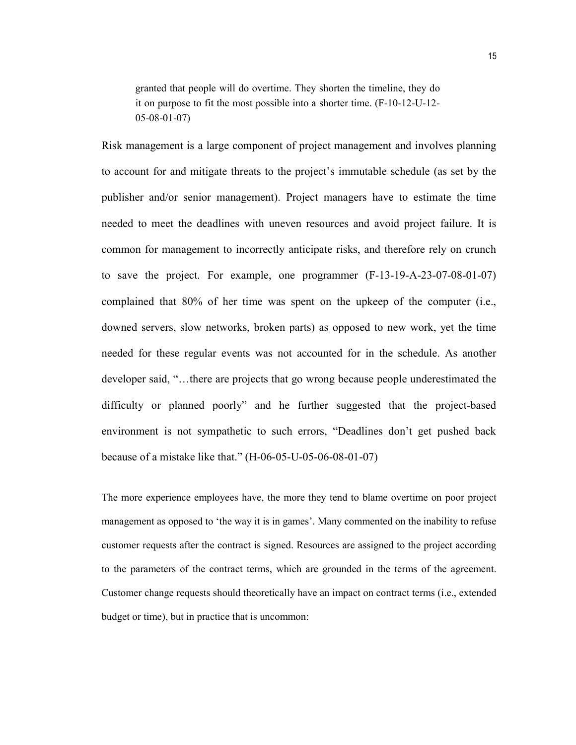> granted that people will do overtime. They shorten the timeline, they do it on purpose to fit the most possible into a shorter time. (F-10-12-U-12-05-08-01-07)

Risk management is a large component of project management and involves planning to account for and mitigate threats to the project's immutable schedule (as set by the publisher and/or senior management). Project managers have to estimate the time needed to meet the deadlines with uneven resources and avoid project failure. It is common for management to incorrectly anticipate risks, and therefore rely on crunch to save the project. For example, one programmer (F-13-19-A-23-07-08-01-07) complained that 80% of her time was spent on the upkeep of the computer (i.e., downed servers, slow networks, broken parts) as opposed to new work, yet the time needed for these regular events was not accounted for in the schedule. As another developer said, "…there are projects that go wrong because people underestimated the difficulty or planned poorly" and he further suggested that the project-based environment is not sympathetic to such errors, "Deadlines don't get pushed back because of a mistake like that." (H-06-05-U-05-06-08-01-07)

The more experience employees have, the more they tend to blame overtime on poor project management as opposed to 'the way it is in games'. Many commented on the inability to refuse customer requests after the contract is signed. Resources are assigned to the project according to the parameters of the contract terms, which are grounded in the terms of the agreement. Customer change requests should theoretically have an impact on contract terms (i.e., extended budget or time), but in practice that is uncommon: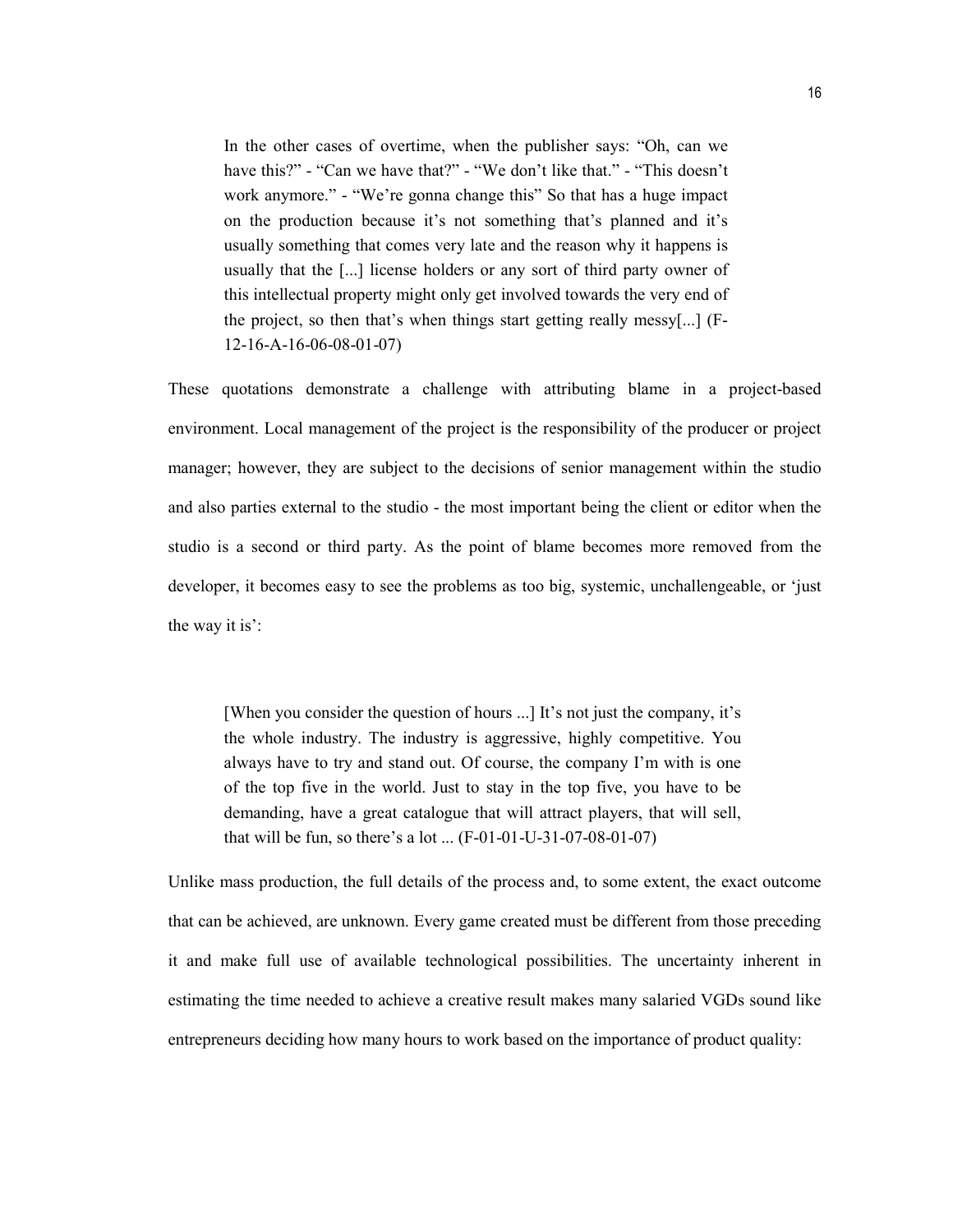> In the other cases of overtime, when the publisher says: "Oh, can we have this?" - "Can we have that?" - "We don't like that." - "This doesn't work anymore." - "We're gonna change this" So that has a huge impact on the production because it's not something that's planned and it's usually something that comes very late and the reason why it happens is usually that the [...] license holders or any sort of third party owner of this intellectual property might only get involved towards the very end of the project, so then that's when things start getting really messy[...] (F-12-16-A-16-06-08-01-07)

These quotations demonstrate a challenge with attributing blame in a project-based environment. Local management of the project is the responsibility of the producer or project manager; however, they are subject to the decisions of senior management within the studio and also parties external to the studio - the most important being the client or editor when the studio is a second or third party. As the point of blame becomes more removed from the developer, it becomes easy to see the problems as too big, systemic, unchallengeable, or 'just the way it is':

> [When you consider the question of hours ...] It's not just the company, it's the whole industry. The industry is aggressive, highly competitive. You always have to try and stand out. Of course, the company I'm with is one of the top five in the world. Just to stay in the top five, you have to be demanding, have a great catalogue that will attract players, that will sell, that will be fun, so there's a lot ... (F-01-01-U-31-07-08-01-07)

Unlike mass production, the full details of the process and, to some extent, the exact outcome that can be achieved, are unknown. Every game created must be different from those preceding it and make full use of available technological possibilities. The uncertainty inherent in estimating the time needed to achieve a creative result makes many salaried VGDs sound like entrepreneurs deciding how many hours to work based on the importance of product quality: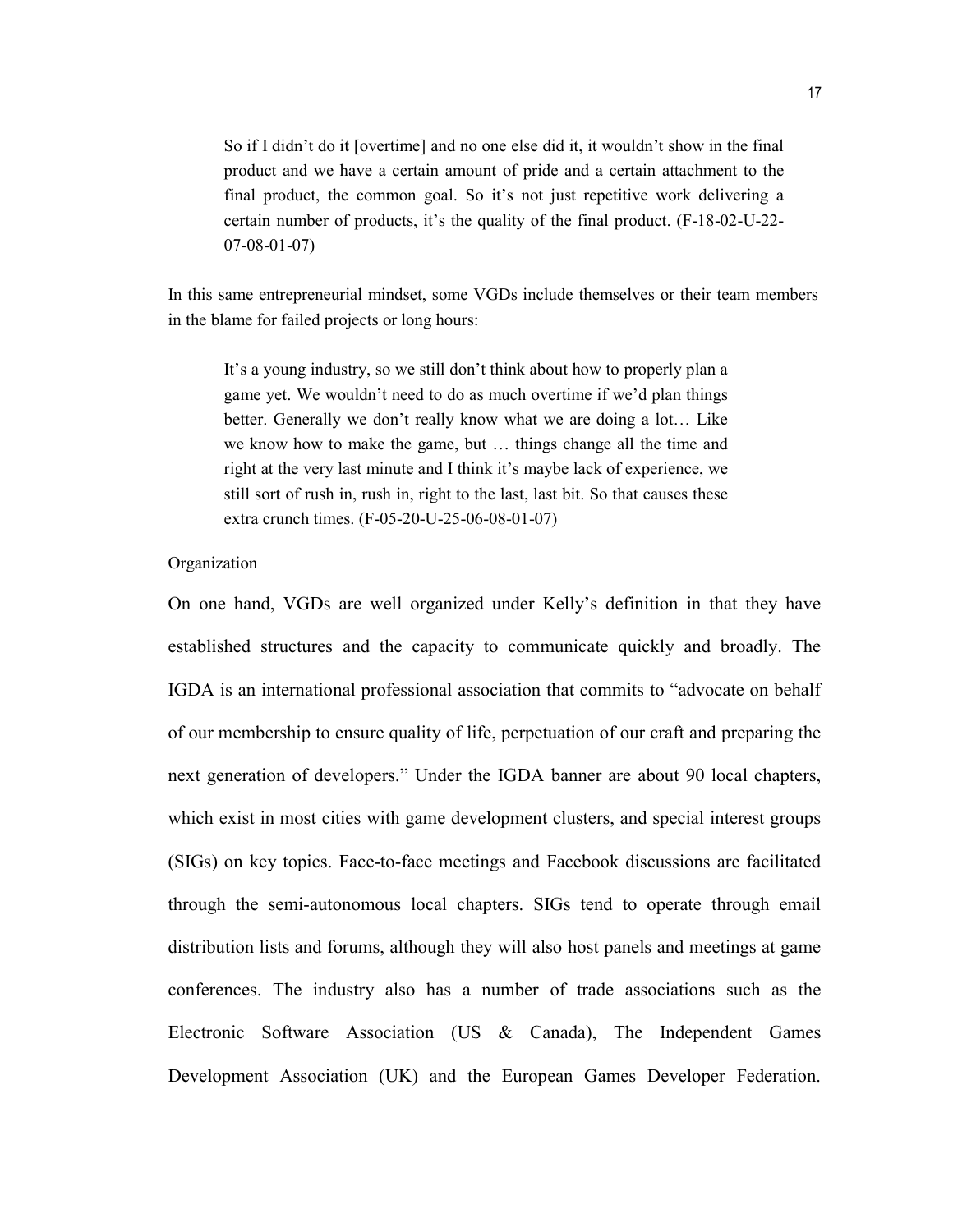> So if I didn't do it [overtime] and no one else did it, it wouldn't show in the final product and we have a certain amount of pride and a certain attachment to the final product, the common goal. So it's not just repetitive work delivering a certain number of products, it's the quality of the final product. (F-18-02-U-22-07-08-01-07)

In this same entrepreneurial mindset, some VGDs include themselves or their team members in the blame for failed projects or long hours:

> It's a young industry, so we still don't think about how to properly plan a game yet. We wouldn't need to do as much overtime if we'd plan things better. Generally we don't really know what we are doing a lot… Like we know how to make the game, but … things change all the time and right at the very last minute and I think it's maybe lack of experience, we still sort of rush in, rush in, right to the last, last bit. So that causes these extra crunch times. (F-05-20-U-25-06-08-01-07)

### Organization

On one hand, VGDs are well organized under Kelly's definition in that they have established structures and the capacity to communicate quickly and broadly. The IGDA is an international professional association that commits to "advocate on behalf of our membership to ensure quality of life, perpetuation of our craft and preparing the next generation of developers." Under the IGDA banner are about 90 local chapters, which exist in most cities with game development clusters, and special interest groups (SIGs) on key topics. Face-to-face meetings and Facebook discussions are facilitated through the semi-autonomous local chapters. SIGs tend to operate through email distribution lists and forums, although they will also host panels and meetings at game conferences. The industry also has a number of trade associations such as the Electronic Software Association (US & Canada), The Independent Games Development Association (UK) and the European Games Developer Federation.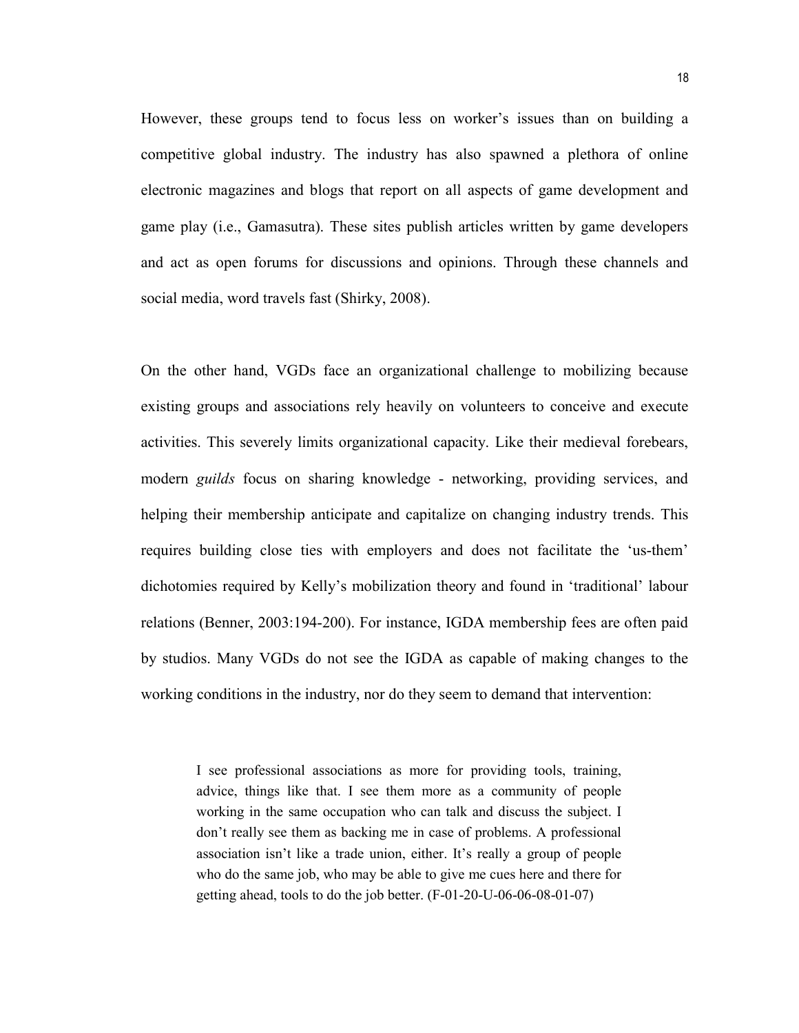However, these groups tend to focus less on worker's issues than on building a competitive global industry. The industry has also spawned a plethora of online electronic magazines and blogs that report on all aspects of game development and game play (i.e., Gamasutra). These sites publish articles written by game developers and act as open forums for discussions and opinions. Through these channels and social media, word travels fast (Shirky, 2008).

On the other hand, VGDs face an organizational challenge to mobilizing because existing groups and associations rely heavily on volunteers to conceive and execute activities. This severely limits organizational capacity. Like their medieval forebears, modern *guilds* focus on sharing knowledge - networking, providing services, and helping their membership anticipate and capitalize on changing industry trends. This requires building close ties with employers and does not facilitate the 'us-them' dichotomies required by Kelly's mobilization theory and found in 'traditional' labour relations (Benner, 2003:194-200). For instance, IGDA membership fees are often paid by studios. Many VGDs do not see the IGDA as capable of making changes to the working conditions in the industry, nor do they seem to demand that intervention:

> I see professional associations as more for providing tools, training, advice, things like that. I see them more as a community of people working in the same occupation who can talk and discuss the subject. I don't really see them as backing me in case of problems. A professional association isn't like a trade union, either. It's really a group of people who do the same job, who may be able to give me cues here and there for getting ahead, tools to do the job better. (F-01-20-U-06-06-08-01-07)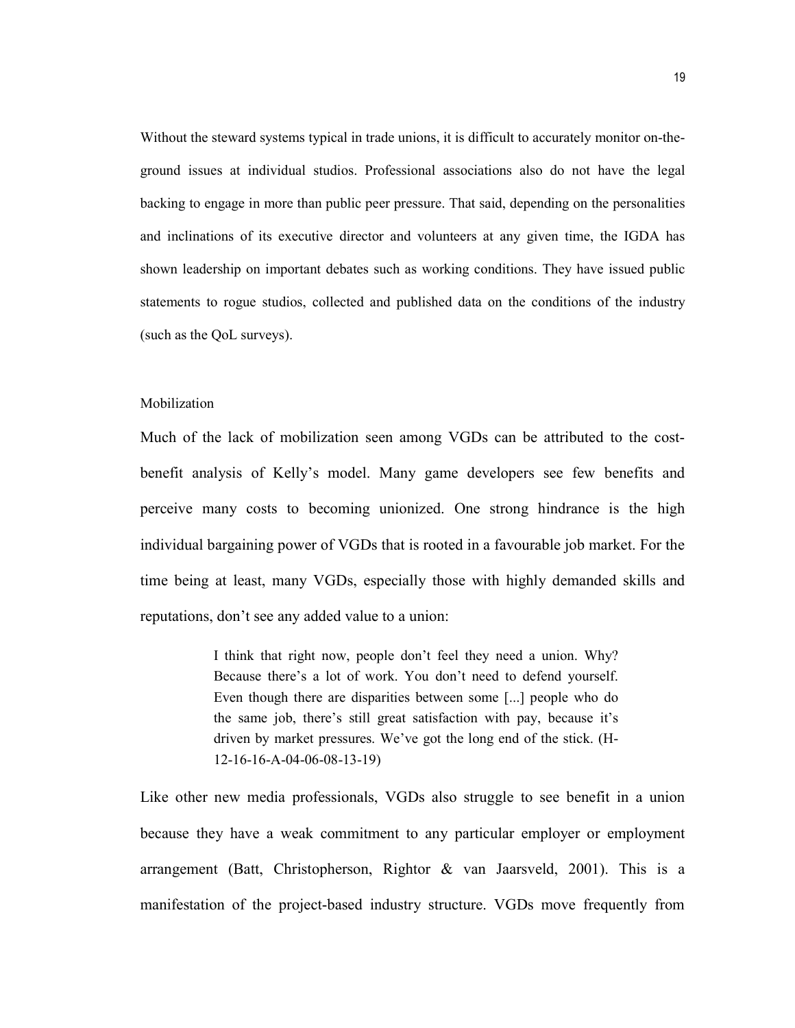Without the steward systems typical in trade unions, it is difficult to accurately monitor on-the-ground issues at individual studios. Professional associations also do not have the legal backing to engage in more than public peer pressure. That said, depending on the personalities and inclinations of its executive director and volunteers at any given time, the IGDA has shown leadership on important debates such as working conditions. They have issued public statements to rogue studios, collected and published data on the conditions of the industry (such as the QoL surveys).

### Mobilization

Much of the lack of mobilization seen among VGDs can be attributed to the cost-benefit analysis of Kelly's model. Many game developers see few benefits and perceive many costs to becoming unionized. One strong hindrance is the high individual bargaining power of VGDs that is rooted in a favourable job market. For the time being at least, many VGDs, especially those with highly demanded skills and reputations, don't see any added value to a union:

> I think that right now, people don't feel they need a union. Why? Because there's a lot of work. You don't need to defend yourself. Even though there are disparities between some [...] people who do the same job, there's still great satisfaction with pay, because it's driven by market pressures. We've got the long end of the stick. (H-12-16-16-A-04-06-08-13-19)

Like other new media professionals, VGDs also struggle to see benefit in a union because they have a weak commitment to any particular employer or employment arrangement (Batt, Christopherson, Rightor & van Jaarsveld, 2001). This is a manifestation of the project-based industry structure. VGDs move frequently from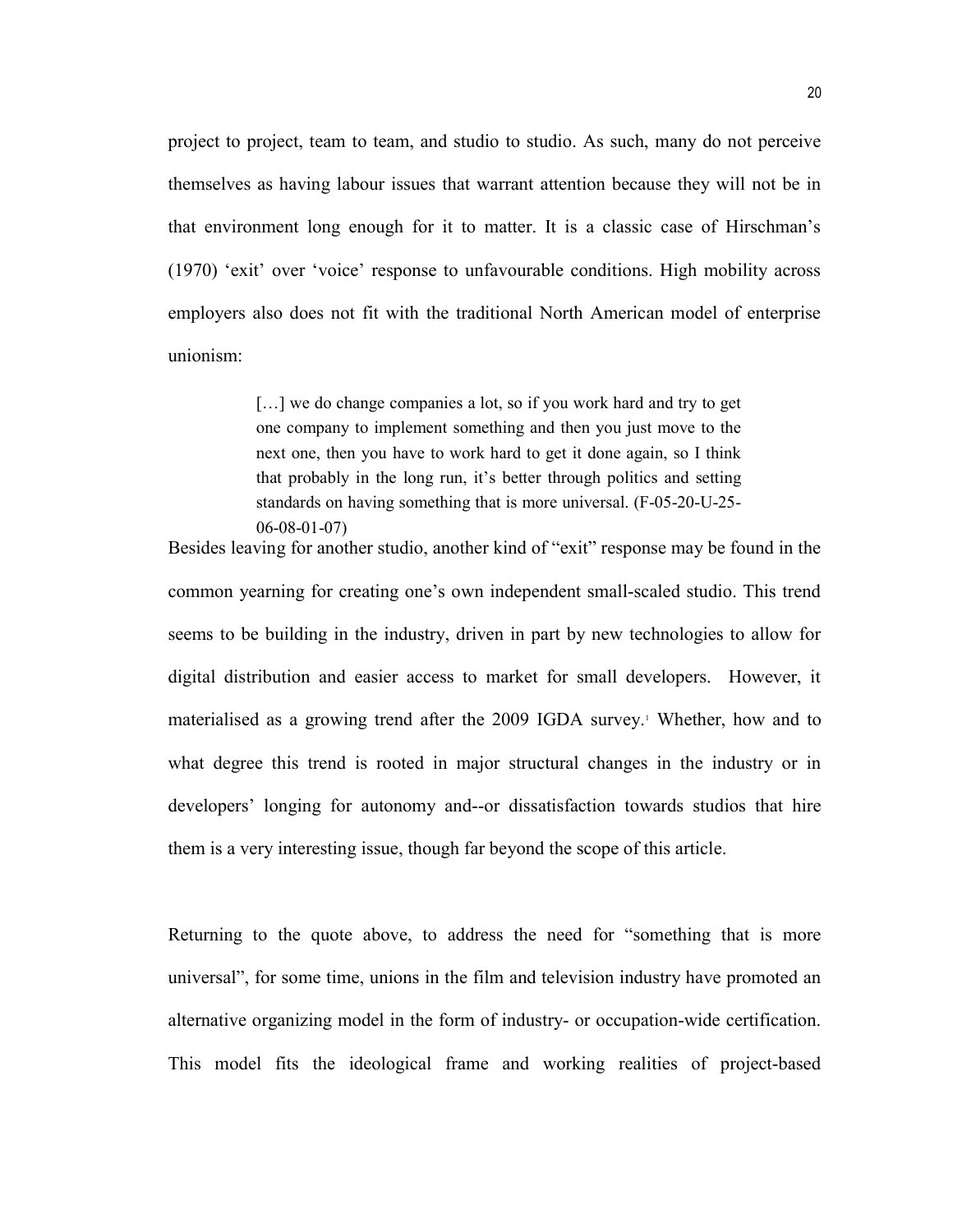project to project, team to team, and studio to studio. As such, many do not perceive themselves as having labour issues that warrant attention because they will not be in that environment long enough for it to matter. It is a classic case of Hirschman's (1970) 'exit' over 'voice' response to unfavourable conditions. High mobility across employers also does not fit with the traditional North American model of enterprise unionism:

> […] we do change companies a lot, so if you work hard and try to get one company to implement something and then you just move to the next one, then you have to work hard to get it done again, so I think that probably in the long run, it's better through politics and setting standards on having something that is more universal. (F-05-20-U-25-06-08-01-07)

Besides leaving for another studio, another kind of "exit" response may be found in the common yearning for creating one's own independent small-scaled studio. This trend seems to be building in the industry, driven in part by new technologies to allow for digital distribution and easier access to market for small developers. However, it materialised as a growing trend after the 2009 IGDA survey.[1] Whether, how and to what degree this trend is rooted in major structural changes in the industry or in developers' longing for autonomy and--or dissatisfaction towards studios that hire them is a very interesting issue, though far beyond the scope of this article.

Returning to the quote above, to address the need for "something that is more universal", for some time, unions in the film and television industry have promoted an alternative organizing model in the form of industry- or occupation-wide certification. This model fits the ideological frame and working realities of project-based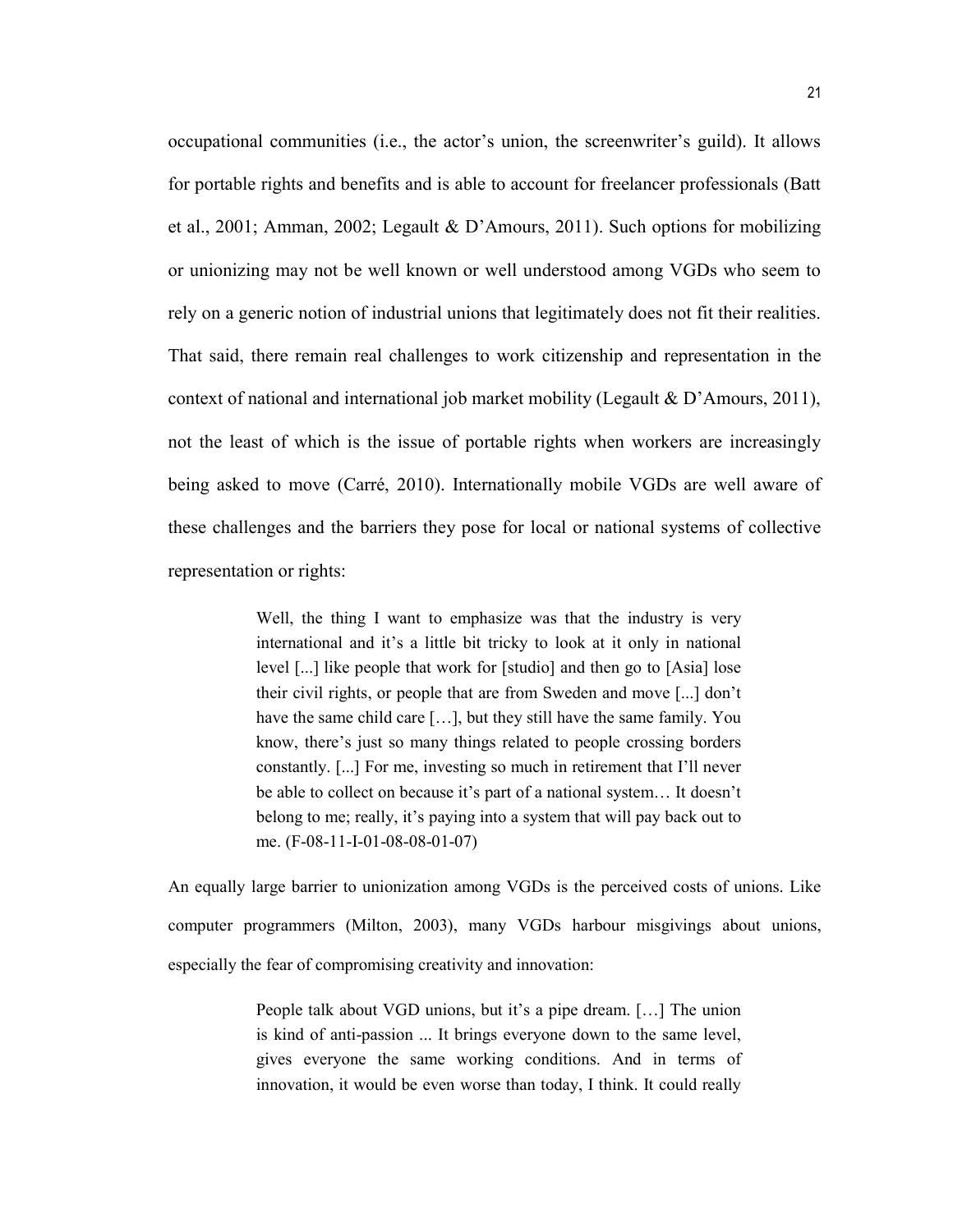occupational communities (i.e., the actor's union, the screenwriter's guild). It allows for portable rights and benefits and is able to account for freelancer professionals (Batt et al., 2001; Amman, 2002; Legault & D'Amours, 2011). Such options for mobilizing or unionizing may not be well known or well understood among VGDs who seem to rely on a generic notion of industrial unions that legitimately does not fit their realities. That said, there remain real challenges to work citizenship and representation in the context of national and international job market mobility (Legault & D'Amours, 2011), not the least of which is the issue of portable rights when workers are increasingly being asked to move (Carré, 2010). Internationally mobile VGDs are well aware of these challenges and the barriers they pose for local or national systems of collective representation or rights:

> Well, the thing I want to emphasize was that the industry is very international and it's a little bit tricky to look at it only in national level [...] like people that work for [studio] and then go to [Asia] lose their civil rights, or people that are from Sweden and move [...] don't have the same child care […], but they still have the same family. You know, there's just so many things related to people crossing borders constantly. [...] For me, investing so much in retirement that I'll never be able to collect on because it's part of a national system… It doesn't belong to me; really, it's paying into a system that will pay back out to me. (F-08-11-I-01-08-08-01-07)

An equally large barrier to unionization among VGDs is the perceived costs of unions. Like computer programmers (Milton, 2003), many VGDs harbour misgivings about unions, especially the fear of compromising creativity and innovation:

> People talk about VGD unions, but it's a pipe dream. […] The union is kind of anti-passion ... It brings everyone down to the same level, gives everyone the same working conditions. And in terms of innovation, it would be even worse than today, I think. It could really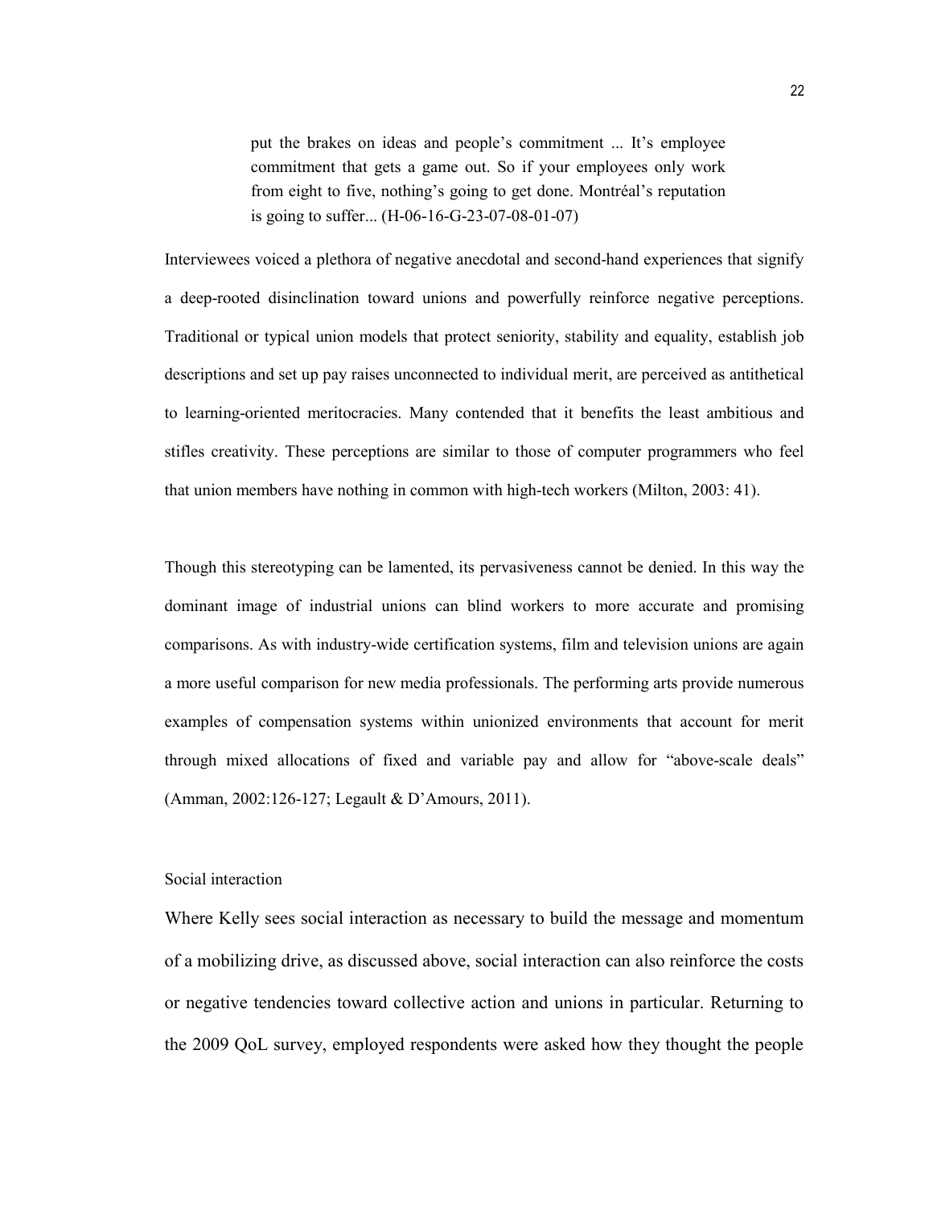> put the brakes on ideas and people's commitment ... It's employee commitment that gets a game out. So if your employees only work from eight to five, nothing's going to get done. Montréal's reputation is going to suffer... (H-06-16-G-23-07-08-01-07)

Interviewees voiced a plethora of negative anecdotal and second-hand experiences that signify a deep-rooted disinclination toward unions and powerfully reinforce negative perceptions. Traditional or typical union models that protect seniority, stability and equality, establish job descriptions and set up pay raises unconnected to individual merit, are perceived as antithetical to learning-oriented meritocracies. Many contended that it benefits the least ambitious and stifles creativity. These perceptions are similar to those of computer programmers who feel that union members have nothing in common with high-tech workers (Milton, 2003: 41).

Though this stereotyping can be lamented, its pervasiveness cannot be denied. In this way the dominant image of industrial unions can blind workers to more accurate and promising comparisons. As with industry-wide certification systems, film and television unions are again a more useful comparison for new media professionals. The performing arts provide numerous examples of compensation systems within unionized environments that account for merit through mixed allocations of fixed and variable pay and allow for "above-scale deals" (Amman, 2002:126-127; Legault & D'Amours, 2011).

### Social interaction

Where Kelly sees social interaction as necessary to build the message and momentum of a mobilizing drive, as discussed above, social interaction can also reinforce the costs or negative tendencies toward collective action and unions in particular. Returning to the 2009 QoL survey, employed respondents were asked how they thought the people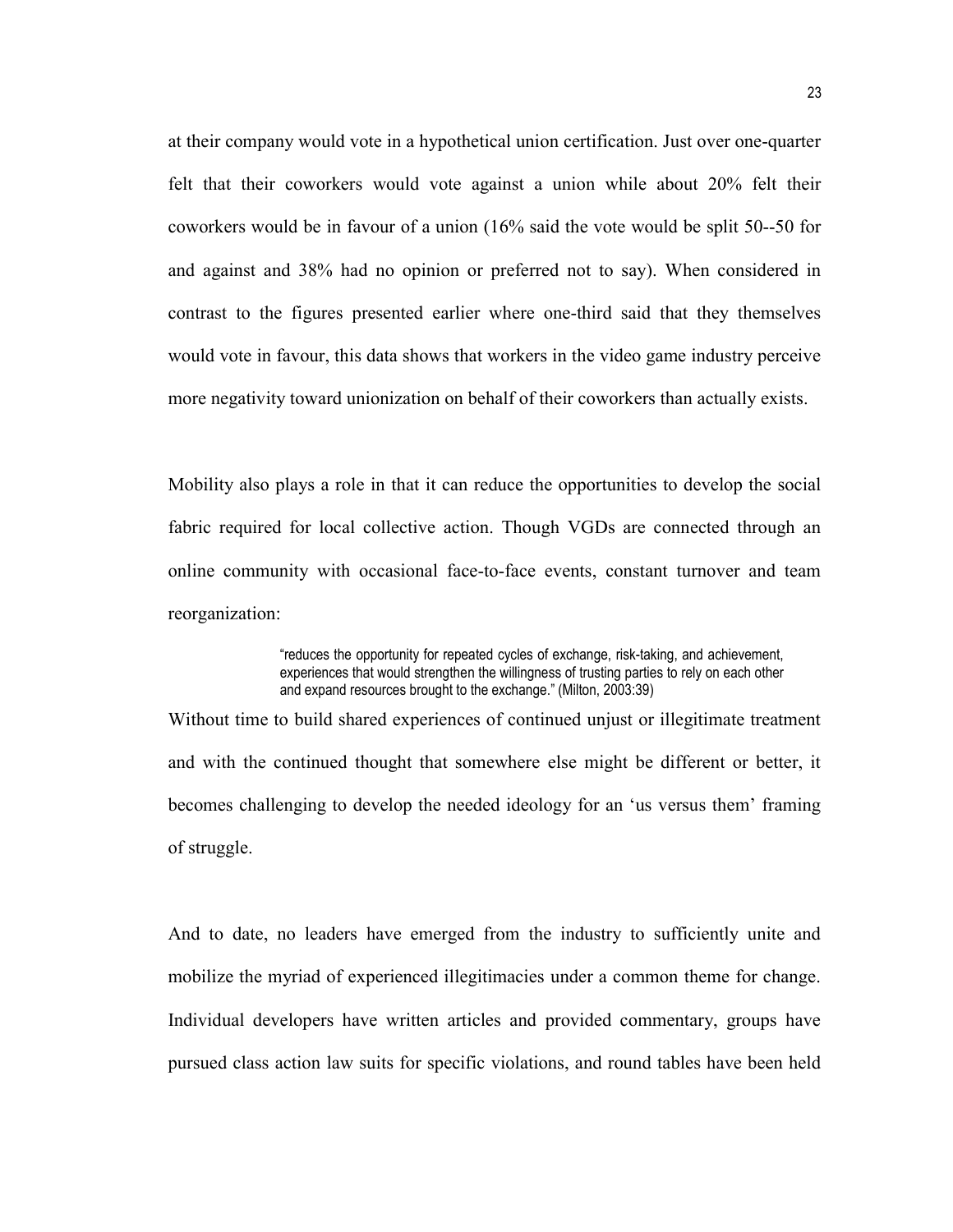at their company would vote in a hypothetical union certification. Just over one-quarter felt that their coworkers would vote against a union while about 20% felt their coworkers would be in favour of a union (16% said the vote would be split 50--50 for and against and 38% had no opinion or preferred not to say). When considered in contrast to the figures presented earlier where one-third said that they themselves would vote in favour, this data shows that workers in the video game industry perceive more negativity toward unionization on behalf of their coworkers than actually exists.

Mobility also plays a role in that it can reduce the opportunities to develop the social fabric required for local collective action. Though VGDs are connected through an online community with occasional face-to-face events, constant turnover and team reorganization:

> "reduces the opportunity for repeated cycles of exchange, risk-taking, and achievement, experiences that would strengthen the willingness of trusting parties to rely on each other and expand resources brought to the exchange." (Milton, 2003:39)

Without time to build shared experiences of continued unjust or illegitimate treatment and with the continued thought that somewhere else might be different or better, it becomes challenging to develop the needed ideology for an 'us versus them' framing of struggle.

And to date, no leaders have emerged from the industry to sufficiently unite and mobilize the myriad of experienced illegitimacies under a common theme for change. Individual developers have written articles and provided commentary, groups have pursued class action law suits for specific violations, and round tables have been held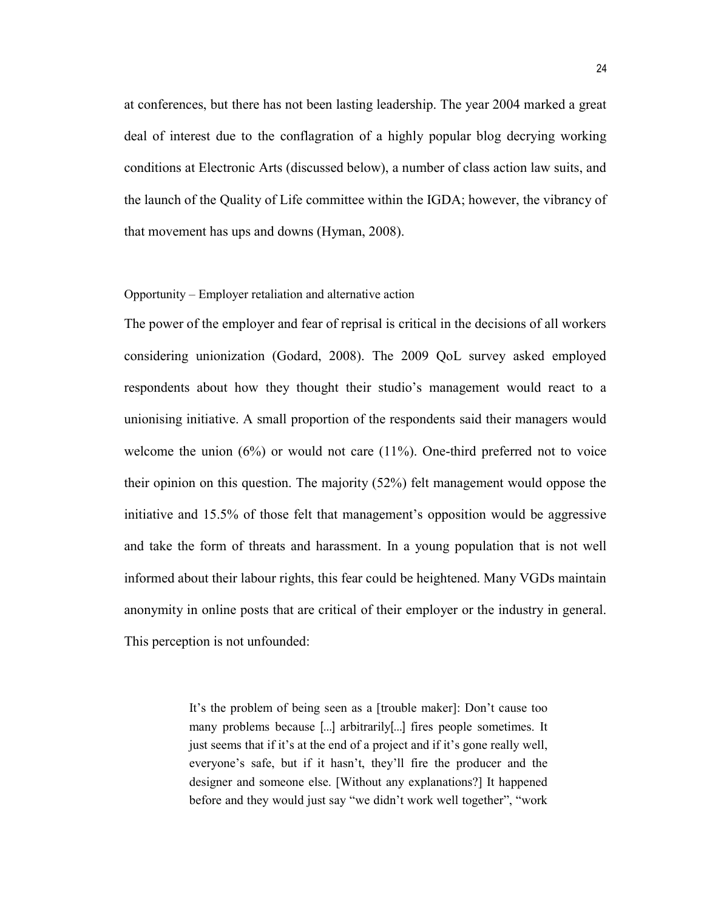at conferences, but there has not been lasting leadership. The year 2004 marked a great deal of interest due to the conflagration of a highly popular blog decrying working conditions at Electronic Arts (discussed below), a number of class action law suits, and the launch of the Quality of Life committee within the IGDA; however, the vibrancy of that movement has ups and downs (Hyman, 2008).

### Opportunity – Employer retaliation and alternative action

The power of the employer and fear of reprisal is critical in the decisions of all workers considering unionization (Godard, 2008). The 2009 QoL survey asked employed respondents about how they thought their studio's management would react to a unionising initiative. A small proportion of the respondents said their managers would welcome the union (6%) or would not care (11%). One-third preferred not to voice their opinion on this question. The majority (52%) felt management would oppose the initiative and 15.5% of those felt that management's opposition would be aggressive and take the form of threats and harassment. In a young population that is not well informed about their labour rights, this fear could be heightened. Many VGDs maintain anonymity in online posts that are critical of their employer or the industry in general. This perception is not unfounded:

> It's the problem of being seen as a [trouble maker]: Don't cause too many problems because [...] arbitrarily[...] fires people sometimes. It just seems that if it's at the end of a project and if it's gone really well, everyone's safe, but if it hasn't, they'll fire the producer and the designer and someone else. [Without any explanations?] It happened before and they would just say "we didn't work well together", "work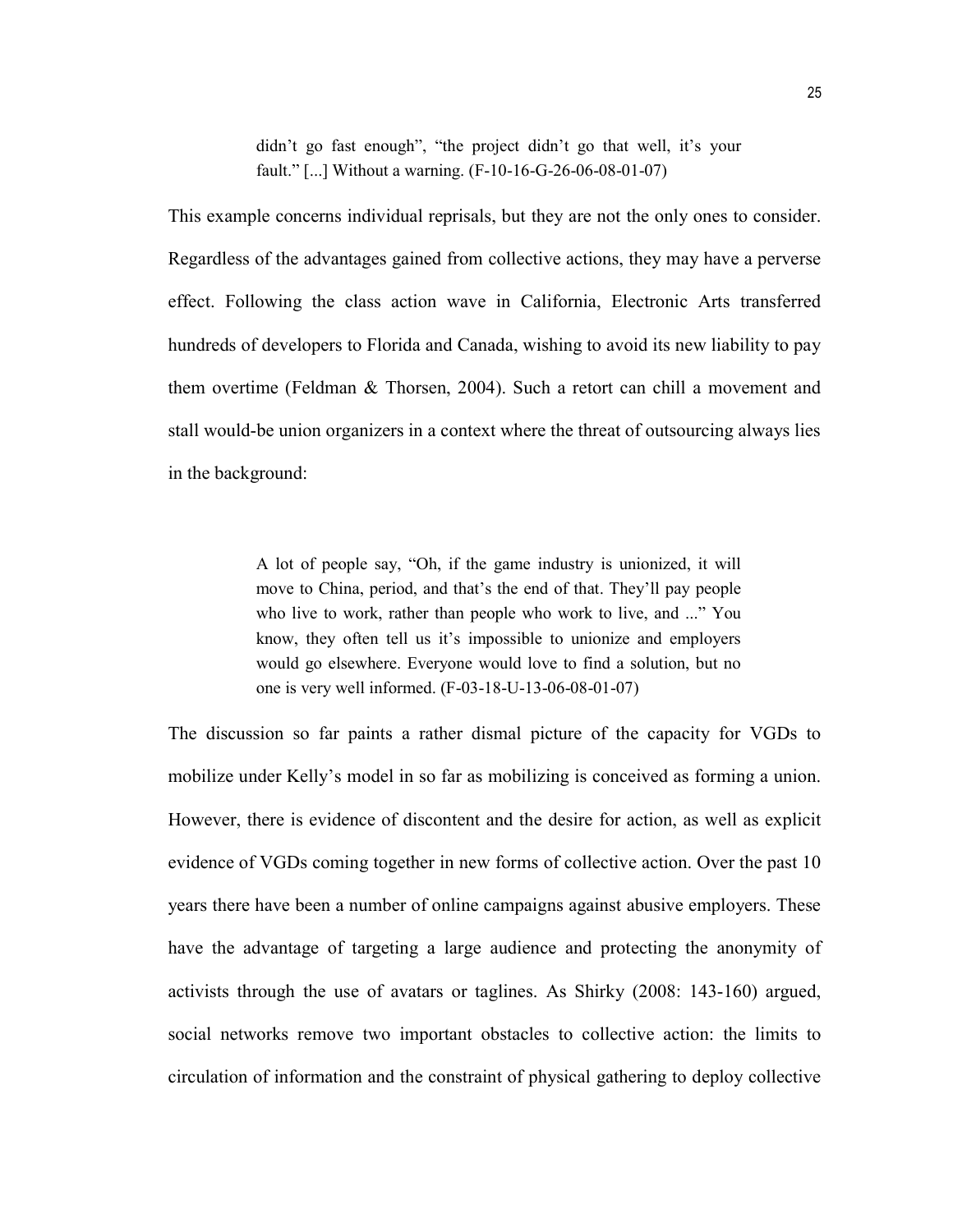> didn't go fast enough", "the project didn't go that well, it's your fault." [...] Without a warning. (F-10-16-G-26-06-08-01-07)

This example concerns individual reprisals, but they are not the only ones to consider. Regardless of the advantages gained from collective actions, they may have a perverse effect. Following the class action wave in California, Electronic Arts transferred hundreds of developers to Florida and Canada, wishing to avoid its new liability to pay them overtime (Feldman & Thorsen, 2004). Such a retort can chill a movement and stall would-be union organizers in a context where the threat of outsourcing always lies in the background:

> A lot of people say, "Oh, if the game industry is unionized, it will move to China, period, and that's the end of that. They'll pay people who live to work, rather than people who work to live, and ..." You know, they often tell us it's impossible to unionize and employers would go elsewhere. Everyone would love to find a solution, but no one is very well informed. (F-03-18-U-13-06-08-01-07)

The discussion so far paints a rather dismal picture of the capacity for VGDs to mobilize under Kelly's model in so far as mobilizing is conceived as forming a union. However, there is evidence of discontent and the desire for action, as well as explicit evidence of VGDs coming together in new forms of collective action. Over the past 10 years there have been a number of online campaigns against abusive employers. These have the advantage of targeting a large audience and protecting the anonymity of activists through the use of avatars or taglines. As Shirky (2008: 143-160) argued, social networks remove two important obstacles to collective action: the limits to circulation of information and the constraint of physical gathering to deploy collective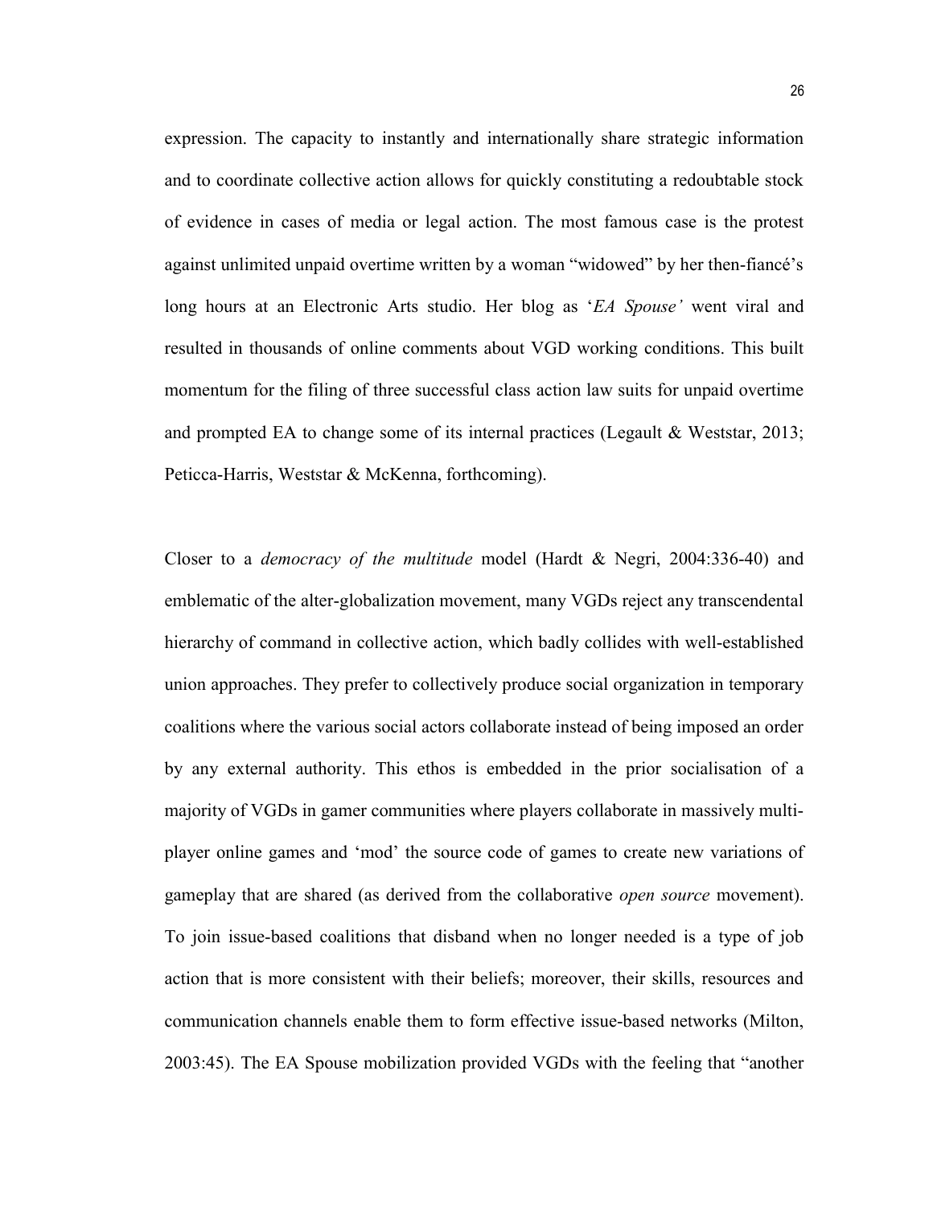expression. The capacity to instantly and internationally share strategic information and to coordinate collective action allows for quickly constituting a redoubtable stock of evidence in cases of media or legal action. The most famous case is the protest against unlimited unpaid overtime written by a woman "widowed" by her then-fiancé's long hours at an Electronic Arts studio. Her blog as '*EA Spouse'* went viral and resulted in thousands of online comments about VGD working conditions. This built momentum for the filing of three successful class action law suits for unpaid overtime and prompted EA to change some of its internal practices (Legault & Weststar, 2013; Peticca-Harris, Weststar & McKenna, forthcoming).

Closer to a *democracy of the multitude* model (Hardt & Negri, 2004:336-40) and emblematic of the alter-globalization movement, many VGDs reject any transcendental hierarchy of command in collective action, which badly collides with well-established union approaches. They prefer to collectively produce social organization in temporary coalitions where the various social actors collaborate instead of being imposed an order by any external authority. This ethos is embedded in the prior socialisation of a majority of VGDs in gamer communities where players collaborate in massively multi-player online games and 'mod' the source code of games to create new variations of gameplay that are shared (as derived from the collaborative *open source* movement). To join issue-based coalitions that disband when no longer needed is a type of job action that is more consistent with their beliefs; moreover, their skills, resources and communication channels enable them to form effective issue-based networks (Milton, 2003:45). The EA Spouse mobilization provided VGDs with the feeling that "another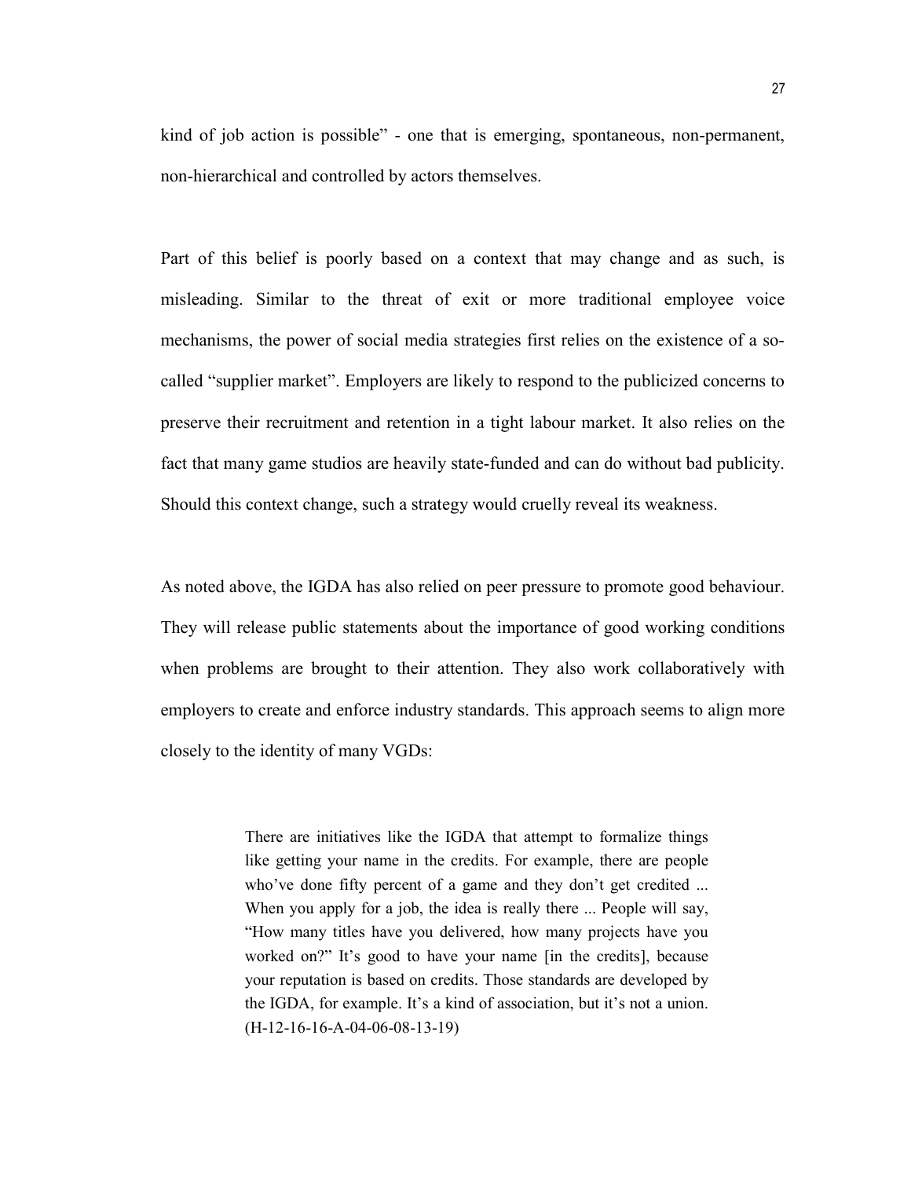kind of job action is possible" - one that is emerging, spontaneous, non-permanent, non-hierarchical and controlled by actors themselves.

Part of this belief is poorly based on a context that may change and as such, is misleading. Similar to the threat of exit or more traditional employee voice mechanisms, the power of social media strategies first relies on the existence of a so-called "supplier market". Employers are likely to respond to the publicized concerns to preserve their recruitment and retention in a tight labour market. It also relies on the fact that many game studios are heavily state-funded and can do without bad publicity. Should this context change, such a strategy would cruelly reveal its weakness.

As noted above, the IGDA has also relied on peer pressure to promote good behaviour. They will release public statements about the importance of good working conditions when problems are brought to their attention. They also work collaboratively with employers to create and enforce industry standards. This approach seems to align more closely to the identity of many VGDs:

> There are initiatives like the IGDA that attempt to formalize things like getting your name in the credits. For example, there are people who've done fifty percent of a game and they don't get credited ... When you apply for a job, the idea is really there ... People will say, "How many titles have you delivered, how many projects have you worked on?" It's good to have your name [in the credits], because your reputation is based on credits. Those standards are developed by the IGDA, for example. It's a kind of association, but it's not a union. (H-12-16-16-A-04-06-08-13-19)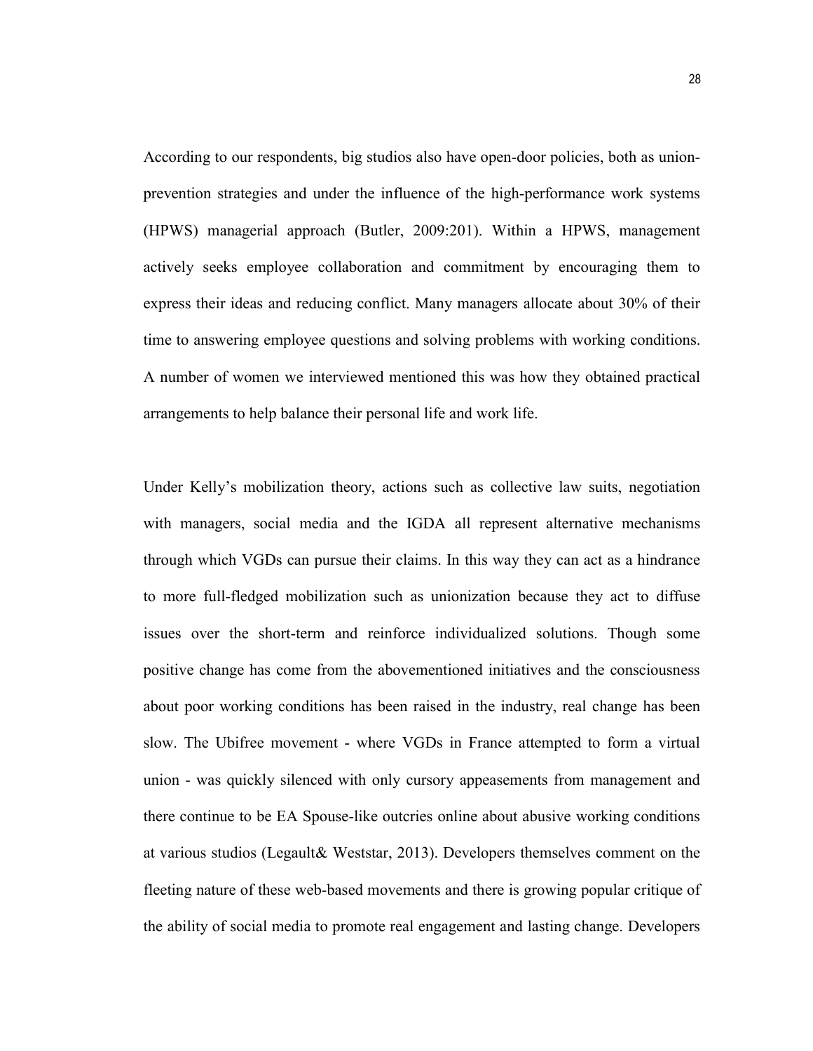According to our respondents, big studios also have open-door policies, both as union-prevention strategies and under the influence of the high-performance work systems (HPWS) managerial approach (Butler, 2009:201). Within a HPWS, management actively seeks employee collaboration and commitment by encouraging them to express their ideas and reducing conflict. Many managers allocate about 30% of their time to answering employee questions and solving problems with working conditions. A number of women we interviewed mentioned this was how they obtained practical arrangements to help balance their personal life and work life.

Under Kelly's mobilization theory, actions such as collective law suits, negotiation with managers, social media and the IGDA all represent alternative mechanisms through which VGDs can pursue their claims. In this way they can act as a hindrance to more full-fledged mobilization such as unionization because they act to diffuse issues over the short-term and reinforce individualized solutions. Though some positive change has come from the abovementioned initiatives and the consciousness about poor working conditions has been raised in the industry, real change has been slow. The Ubifree movement - where VGDs in France attempted to form a virtual union - was quickly silenced with only cursory appeasements from management and there continue to be EA Spouse-like outcries online about abusive working conditions at various studios (Legault& Weststar, 2013). Developers themselves comment on the fleeting nature of these web-based movements and there is growing popular critique of the ability of social media to promote real engagement and lasting change. Developers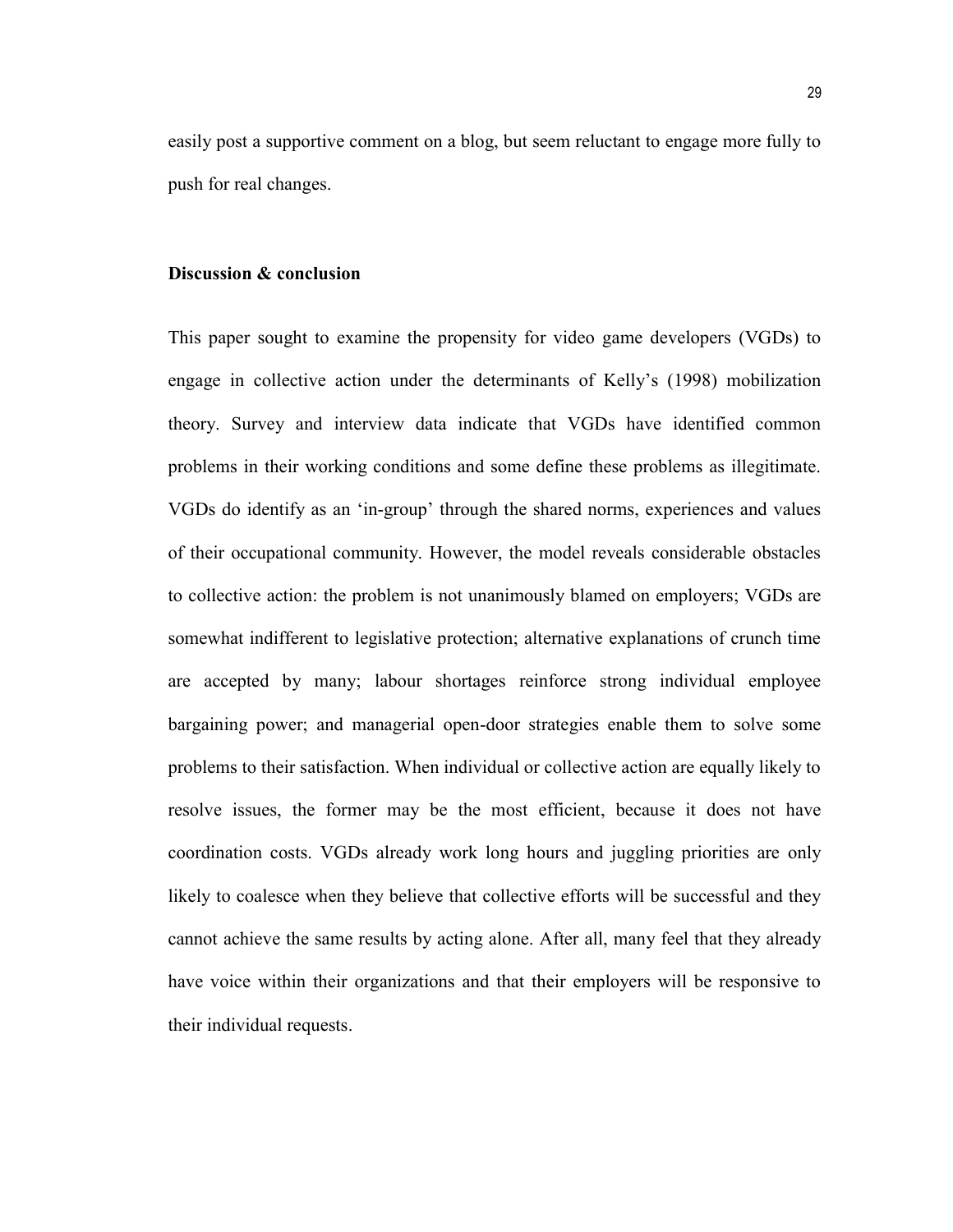easily post a supportive comment on a blog, but seem reluctant to engage more fully to push for real changes.

**Discussion & conclusion**

This paper sought to examine the propensity for video game developers (VGDs) to engage in collective action under the determinants of Kelly's (1998) mobilization theory. Survey and interview data indicate that VGDs have identified common problems in their working conditions and some define these problems as illegitimate. VGDs do identify as an 'in-group' through the shared norms, experiences and values of their occupational community. However, the model reveals considerable obstacles to collective action: the problem is not unanimously blamed on employers; VGDs are somewhat indifferent to legislative protection; alternative explanations of crunch time are accepted by many; labour shortages reinforce strong individual employee bargaining power; and managerial open-door strategies enable them to solve some problems to their satisfaction. When individual or collective action are equally likely to resolve issues, the former may be the most efficient, because it does not have coordination costs. VGDs already work long hours and juggling priorities are only likely to coalesce when they believe that collective efforts will be successful and they cannot achieve the same results by acting alone. After all, many feel that they already have voice within their organizations and that their employers will be responsive to their individual requests.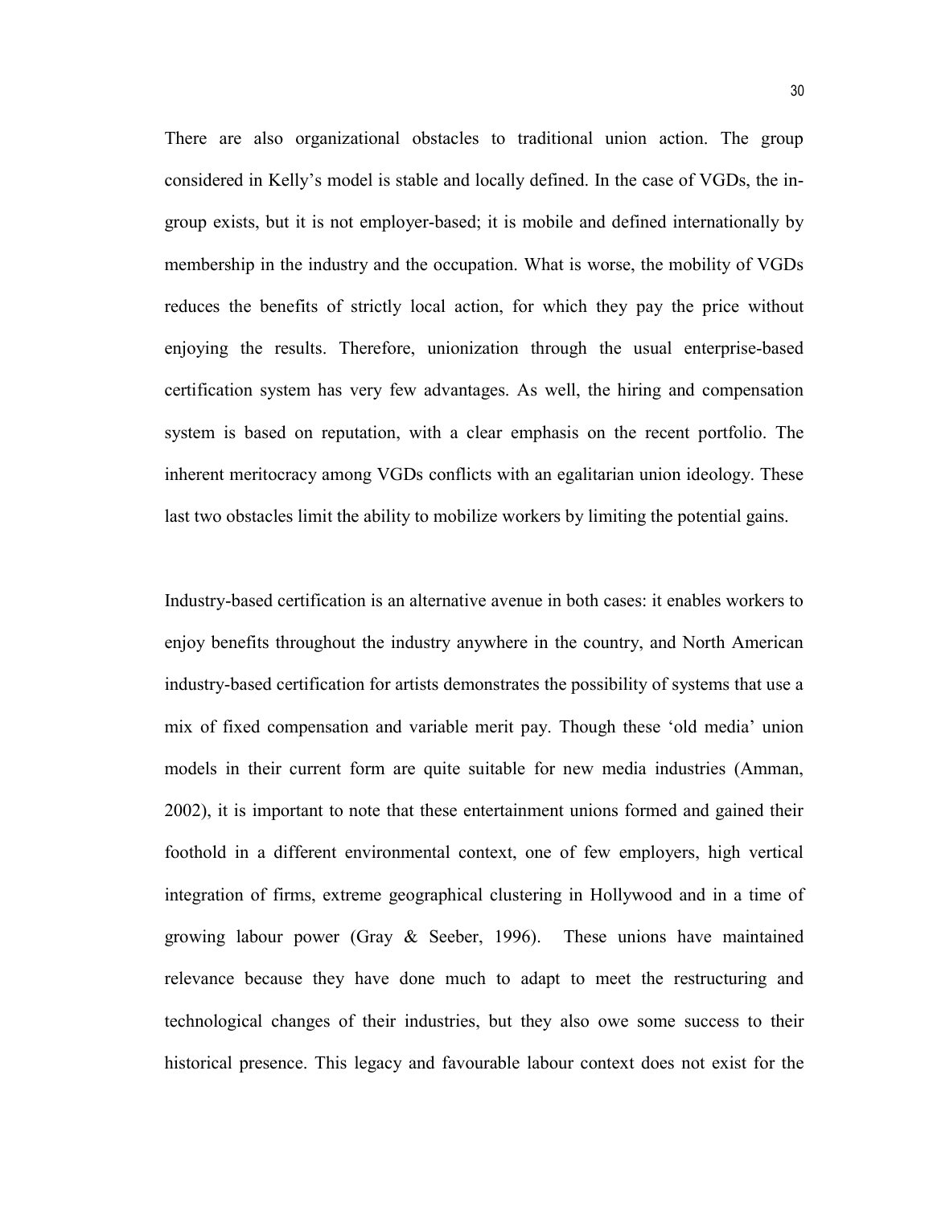There are also organizational obstacles to traditional union action. The group considered in Kelly's model is stable and locally defined. In the case of VGDs, the in-group exists, but it is not employer-based; it is mobile and defined internationally by membership in the industry and the occupation. What is worse, the mobility of VGDs reduces the benefits of strictly local action, for which they pay the price without enjoying the results. Therefore, unionization through the usual enterprise-based certification system has very few advantages. As well, the hiring and compensation system is based on reputation, with a clear emphasis on the recent portfolio. The inherent meritocracy among VGDs conflicts with an egalitarian union ideology. These last two obstacles limit the ability to mobilize workers by limiting the potential gains.

Industry-based certification is an alternative avenue in both cases: it enables workers to enjoy benefits throughout the industry anywhere in the country, and North American industry-based certification for artists demonstrates the possibility of systems that use a mix of fixed compensation and variable merit pay. Though these 'old media' union models in their current form are quite suitable for new media industries (Amman, 2002), it is important to note that these entertainment unions formed and gained their foothold in a different environmental context, one of few employers, high vertical integration of firms, extreme geographical clustering in Hollywood and in a time of growing labour power (Gray & Seeber, 1996). These unions have maintained relevance because they have done much to adapt to meet the restructuring and technological changes of their industries, but they also owe some success to their historical presence. This legacy and favourable labour context does not exist for the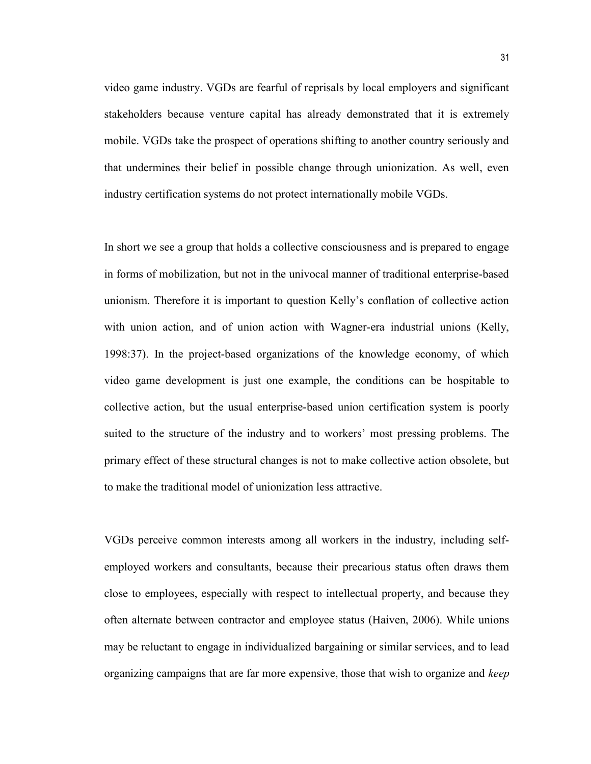video game industry. VGDs are fearful of reprisals by local employers and significant stakeholders because venture capital has already demonstrated that it is extremely mobile. VGDs take the prospect of operations shifting to another country seriously and that undermines their belief in possible change through unionization. As well, even industry certification systems do not protect internationally mobile VGDs.

In short we see a group that holds a collective consciousness and is prepared to engage in forms of mobilization, but not in the univocal manner of traditional enterprise-based unionism. Therefore it is important to question Kelly's conflation of collective action with union action, and of union action with Wagner-era industrial unions (Kelly, 1998:37). In the project-based organizations of the knowledge economy, of which video game development is just one example, the conditions can be hospitable to collective action, but the usual enterprise-based union certification system is poorly suited to the structure of the industry and to workers' most pressing problems. The primary effect of these structural changes is not to make collective action obsolete, but to make the traditional model of unionization less attractive.

VGDs perceive common interests among all workers in the industry, including self-employed workers and consultants, because their precarious status often draws them close to employees, especially with respect to intellectual property, and because they often alternate between contractor and employee status (Haiven, 2006). While unions may be reluctant to engage in individualized bargaining or similar services, and to lead organizing campaigns that are far more expensive, those that wish to organize and *keep*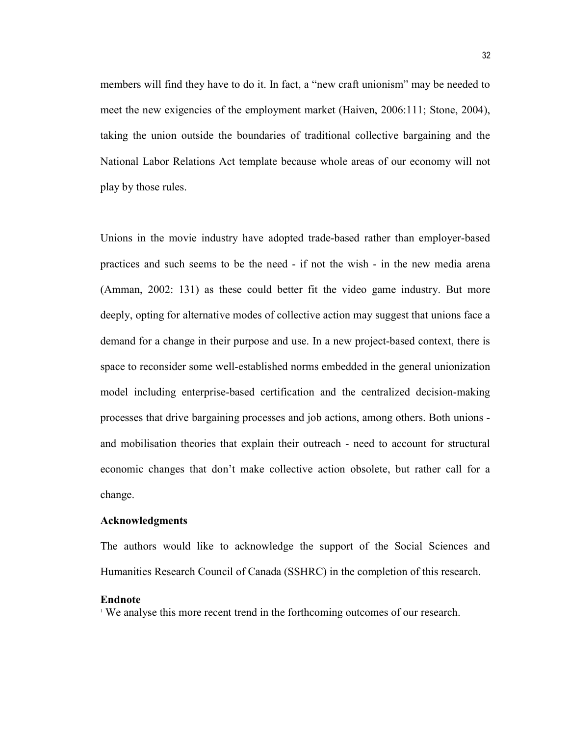members will find they have to do it. In fact, a "new craft unionism" may be needed to meet the new exigencies of the employment market (Haiven, 2006:111; Stone, 2004), taking the union outside the boundaries of traditional collective bargaining and the National Labor Relations Act template because whole areas of our economy will not play by those rules.

Unions in the movie industry have adopted trade-based rather than employer-based practices and such seems to be the need - if not the wish - in the new media arena (Amman, 2002: 131) as these could better fit the video game industry. But more deeply, opting for alternative modes of collective action may suggest that unions face a demand for a change in their purpose and use. In a new project-based context, there is space to reconsider some well-established norms embedded in the general unionization model including enterprise-based certification and the centralized decision-making processes that drive bargaining processes and job actions, among others. Both unions - and mobilisation theories that explain their outreach - need to account for structural economic changes that don't make collective action obsolete, but rather call for a change.

**Acknowledgments**

The authors would like to acknowledge the support of the Social Sciences and Humanities Research Council of Canada (SSHRC) in the completion of this research.

**Endnote**

[1] We analyse this more recent trend in the forthcoming outcomes of our research.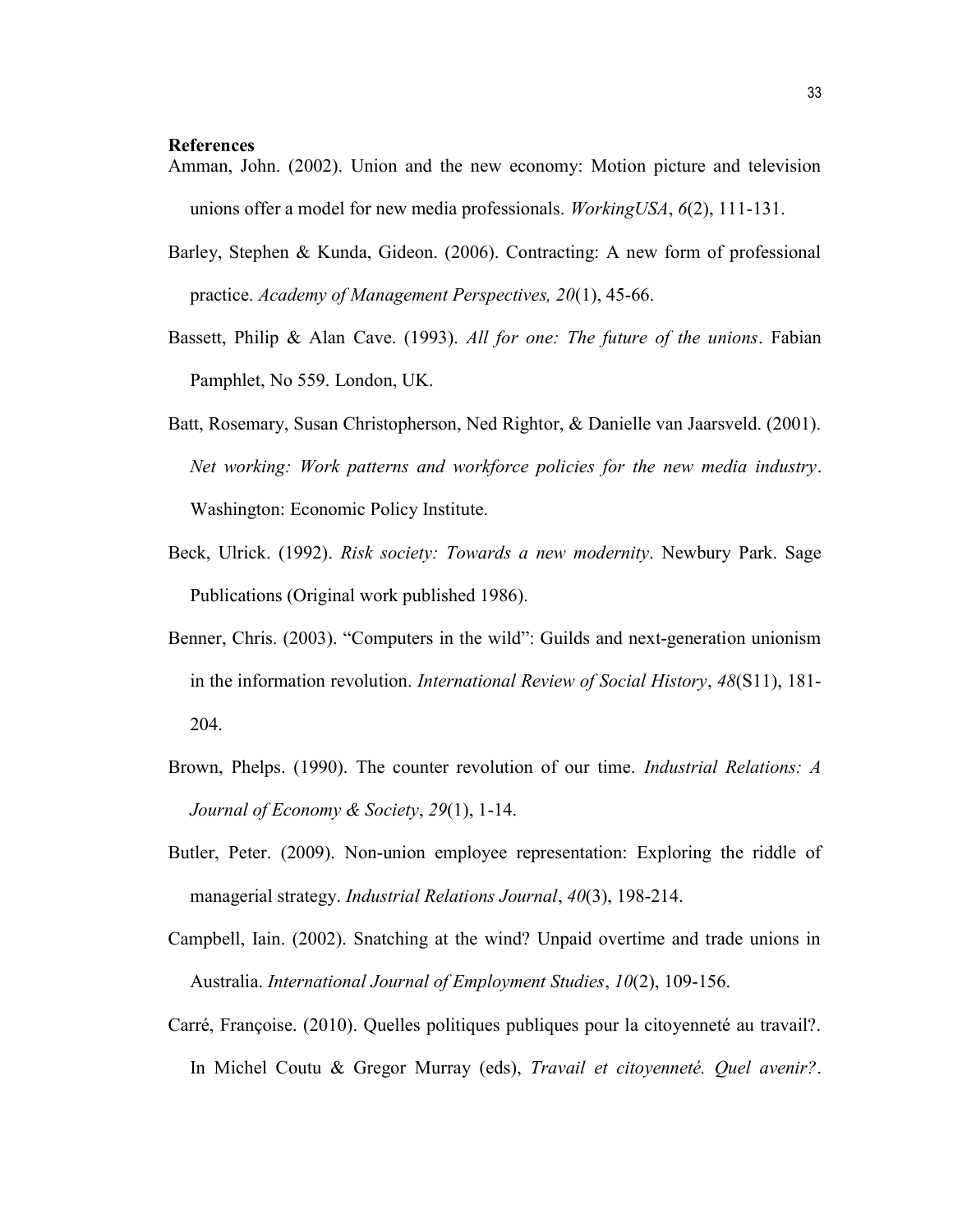**References**

Amman, John. (2002). Union and the new economy: Motion picture and television unions offer a model for new media professionals. *WorkingUSA*, *6*(2), 111-131.

Barley, Stephen & Kunda, Gideon. (2006). Contracting: A new form of professional practice. *Academy of Management Perspectives, 20*(1), 45-66.

Bassett, Philip & Alan Cave. (1993). *All for one: The future of the unions*. Fabian Pamphlet, No 559. London, UK.

Batt, Rosemary, Susan Christopherson, Ned Rightor, & Danielle van Jaarsveld. (2001). *Net working: Work patterns and workforce policies for the new media industry*. Washington: Economic Policy Institute.

Beck, Ulrick. (1992). *Risk society: Towards a new modernity*. Newbury Park. Sage Publications (Original work published 1986).

Benner, Chris. (2003). "Computers in the wild": Guilds and next-generation unionism in the information revolution. *International Review of Social History*, *48*(S11), 181-204.

Brown, Phelps. (1990). The counter revolution of our time. *Industrial Relations: A Journal of Economy & Society*, *29*(1), 1-14.

Butler, Peter. (2009). Non-union employee representation: Exploring the riddle of managerial strategy. *Industrial Relations Journal*, *40*(3), 198-214.

Campbell, Iain. (2002). Snatching at the wind? Unpaid overtime and trade unions in Australia. *International Journal of Employment Studies*, *10*(2), 109-156.

Carré, Françoise. (2010). Quelles politiques publiques pour la citoyenneté au travail?. In Michel Coutu & Gregor Murray (eds), *Travail et citoyenneté. Quel avenir?*.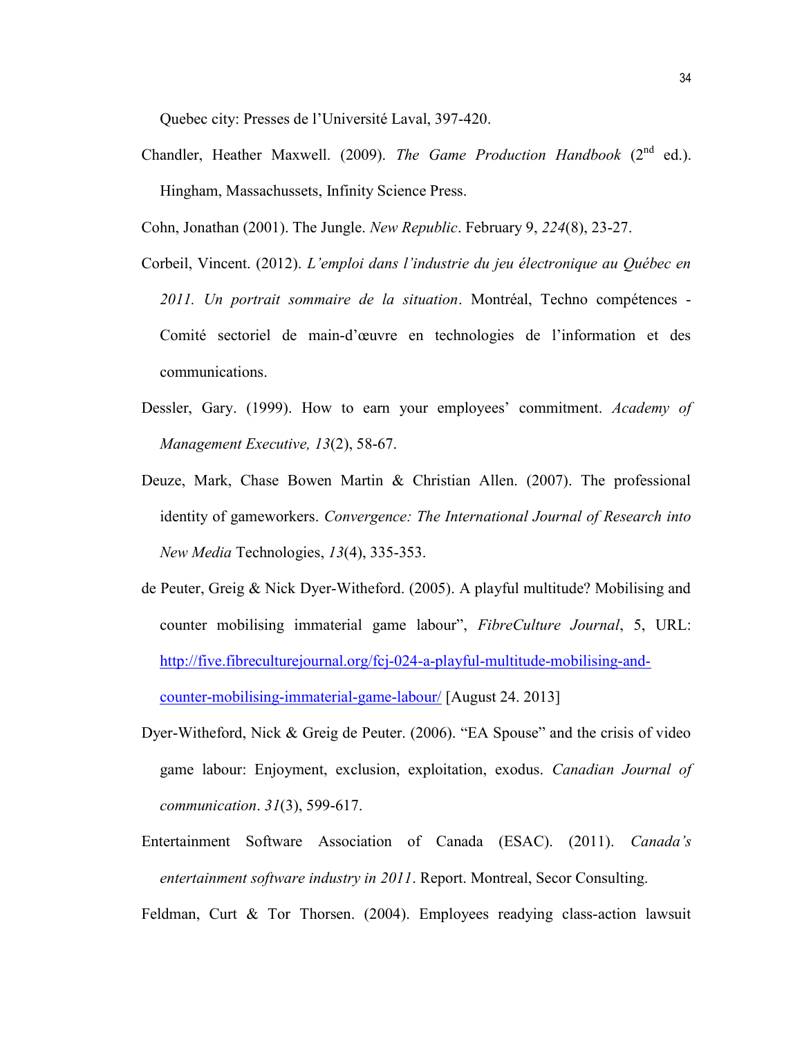Quebec city: Presses de l'Université Laval, 397-420.

Chandler, Heather Maxwell. (2009). *The Game Production Handbook* (2nd ed.). Hingham, Massachussets, Infinity Science Press.

Cohn, Jonathan (2001). The Jungle. *New Republic*. February 9, *224*(8), 23-27.

Corbeil, Vincent. (2012). *L'emploi dans l'industrie du jeu électronique au Québec en 2011. Un portrait sommaire de la situation*. Montréal, Techno compétences - Comité sectoriel de main-d'œuvre en technologies de l'information et des communications.

Dessler, Gary. (1999). How to earn your employees' commitment. *Academy of Management Executive, 13*(2), 58-67.

Deuze, Mark, Chase Bowen Martin & Christian Allen. (2007). The professional identity of gameworkers. *Convergence: The International Journal of Research into New Media* Technologies, *13*(4), 335-353.

de Peuter, Greig & Nick Dyer-Witheford. (2005). A playful multitude? Mobilising and counter mobilising immaterial game labour", *FibreCulture Journal*, 5, URL: http://five.fibreculturejournal.org/fcj-024-a-playful-multitude-mobilising-and-counter-mobilising-immaterial-game-labour/ [August 24. 2013]

Dyer-Witheford, Nick & Greig de Peuter. (2006). "EA Spouse" and the crisis of video game labour: Enjoyment, exclusion, exploitation, exodus. *Canadian Journal of communication*. *31*(3), 599-617.

Entertainment Software Association of Canada (ESAC). (2011). *Canada's entertainment software industry in 2011*. Report. Montreal, Secor Consulting.

Feldman, Curt & Tor Thorsen. (2004). Employees readying class-action lawsuit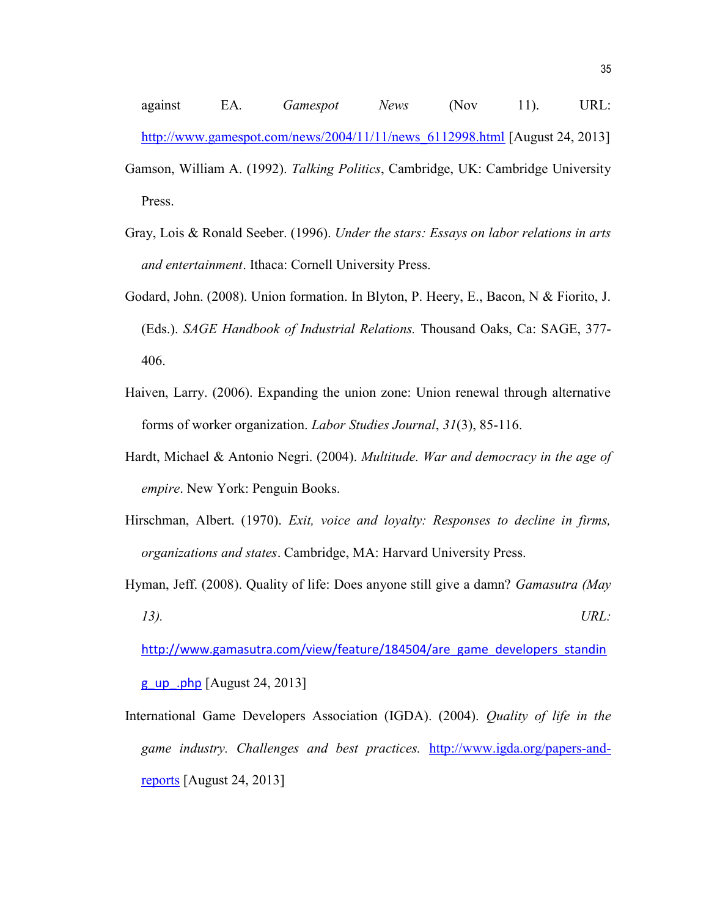against EA. *Gamespot News* (Nov 11). URL: http://www.gamespot.com/news/2004/11/11/news_6112998.html [August 24, 2013]

Gamson, William A. (1992). *Talking Politics*, Cambridge, UK: Cambridge University Press.

Gray, Lois & Ronald Seeber. (1996). *Under the stars: Essays on labor relations in arts and entertainment*. Ithaca: Cornell University Press.

Godard, John. (2008). Union formation. In Blyton, P. Heery, E., Bacon, N & Fiorito, J. (Eds.). *SAGE Handbook of Industrial Relations.* Thousand Oaks, Ca: SAGE, 377-406.

Haiven, Larry. (2006). Expanding the union zone: Union renewal through alternative forms of worker organization. *Labor Studies Journal*, *31*(3), 85-116.

Hardt, Michael & Antonio Negri. (2004). *Multitude. War and democracy in the age of empire*. New York: Penguin Books.

Hirschman, Albert. (1970). *Exit, voice and loyalty: Responses to decline in firms, organizations and states*. Cambridge, MA: Harvard University Press.

Hyman, Jeff. (2008). Quality of life: Does anyone still give a damn? *Gamasutra (May 13). URL:* http://www.gamasutra.com/view/feature/184504/are_game_developers_standing_up_.php [August 24, 2013]

International Game Developers Association (IGDA). (2004). *Quality of life in the game industry. Challenges and best practices.* http://www.igda.org/papers-and-reports [August 24, 2013]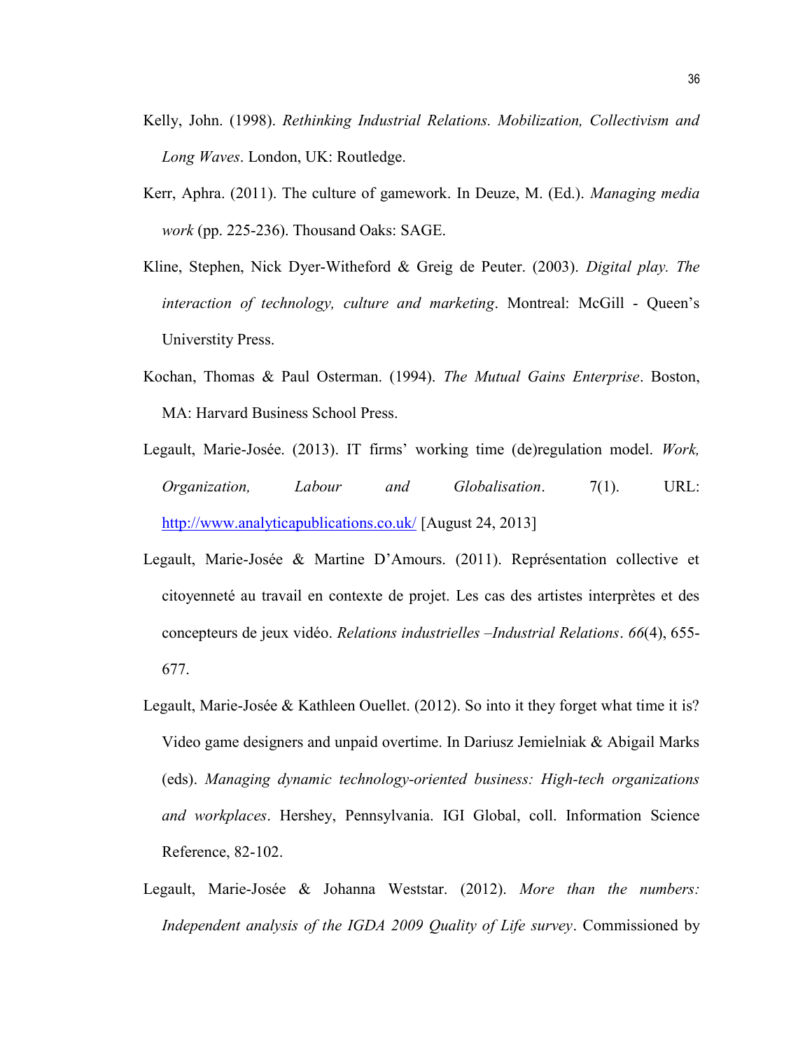Kelly, John. (1998). *Rethinking Industrial Relations. Mobilization, Collectivism and Long Waves*. London, UK: Routledge.

Kerr, Aphra. (2011). The culture of gamework. In Deuze, M. (Ed.). *Managing media work* (pp. 225-236). Thousand Oaks: SAGE.

Kline, Stephen, Nick Dyer-Witheford & Greig de Peuter. (2003). *Digital play. The interaction of technology, culture and marketing*. Montreal: McGill - Queen's Universtity Press.

Kochan, Thomas & Paul Osterman. (1994). *The Mutual Gains Enterprise*. Boston, MA: Harvard Business School Press.

Legault, Marie-Josée. (2013). IT firms' working time (de)regulation model. *Work, Organization, Labour and Globalisation*. 7(1). URL: http://www.analyticapublications.co.uk/ [August 24, 2013]

Legault, Marie-Josée & Martine D'Amours. (2011). Représentation collective et citoyenneté au travail en contexte de projet. Les cas des artistes interprètes et des concepteurs de jeux vidéo. *Relations industrielles –Industrial Relations*. *66*(4), 655-677.

Legault, Marie-Josée & Kathleen Ouellet. (2012). So into it they forget what time it is? Video game designers and unpaid overtime. In Dariusz Jemielniak & Abigail Marks (eds). *Managing dynamic technology-oriented business: High-tech organizations and workplaces*. Hershey, Pennsylvania. IGI Global, coll. Information Science Reference, 82-102.

Legault, Marie-Josée & Johanna Weststar. (2012). *More than the numbers: Independent analysis of the IGDA 2009 Quality of Life survey*. Commissioned by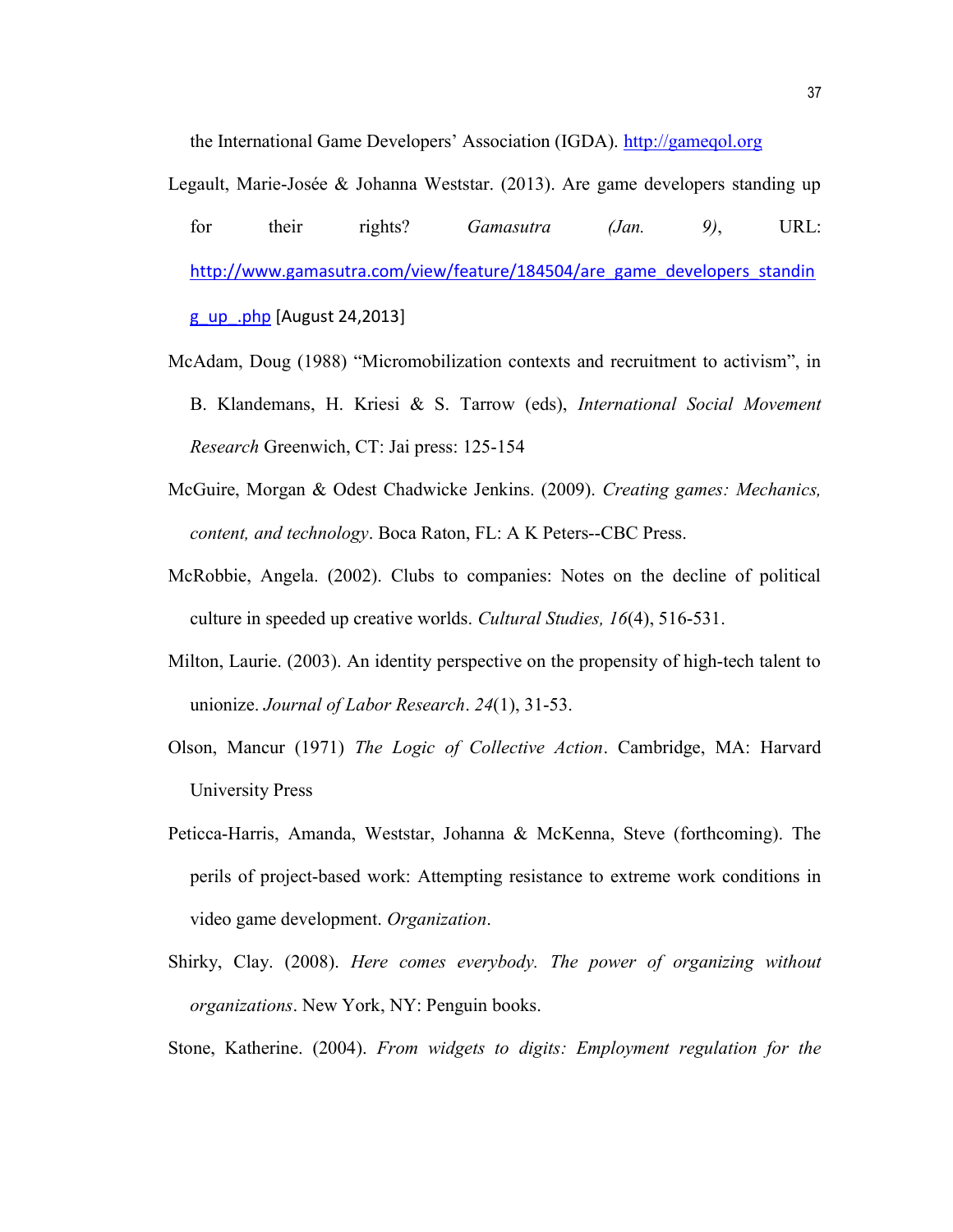the International Game Developers' Association (IGDA). http://gameqol.org

Legault, Marie-Josée & Johanna Weststar. (2013). Are game developers standing up for their rights? *Gamasutra (Jan. 9)*, URL: http://www.gamasutra.com/view/feature/184504/are_game_developers_standing_up_.php [August 24,2013]

McAdam, Doug (1988) "Micromobilization contexts and recruitment to activism", in B. Klandemans, H. Kriesi & S. Tarrow (eds), *International Social Movement Research* Greenwich, CT: Jai press: 125-154

McGuire, Morgan & Odest Chadwicke Jenkins. (2009). *Creating games: Mechanics, content, and technology*. Boca Raton, FL: A K Peters--CBC Press.

McRobbie, Angela. (2002). Clubs to companies: Notes on the decline of political culture in speeded up creative worlds. *Cultural Studies, 16*(4), 516-531.

Milton, Laurie. (2003). An identity perspective on the propensity of high-tech talent to unionize. *Journal of Labor Research*. *24*(1), 31-53.

Olson, Mancur (1971) *The Logic of Collective Action*. Cambridge, MA: Harvard University Press

Peticca-Harris, Amanda, Weststar, Johanna & McKenna, Steve (forthcoming). The perils of project-based work: Attempting resistance to extreme work conditions in video game development. *Organization*.

Shirky, Clay. (2008). *Here comes everybody. The power of organizing without organizations*. New York, NY: Penguin books.

Stone, Katherine. (2004). *From widgets to digits: Employment regulation for the*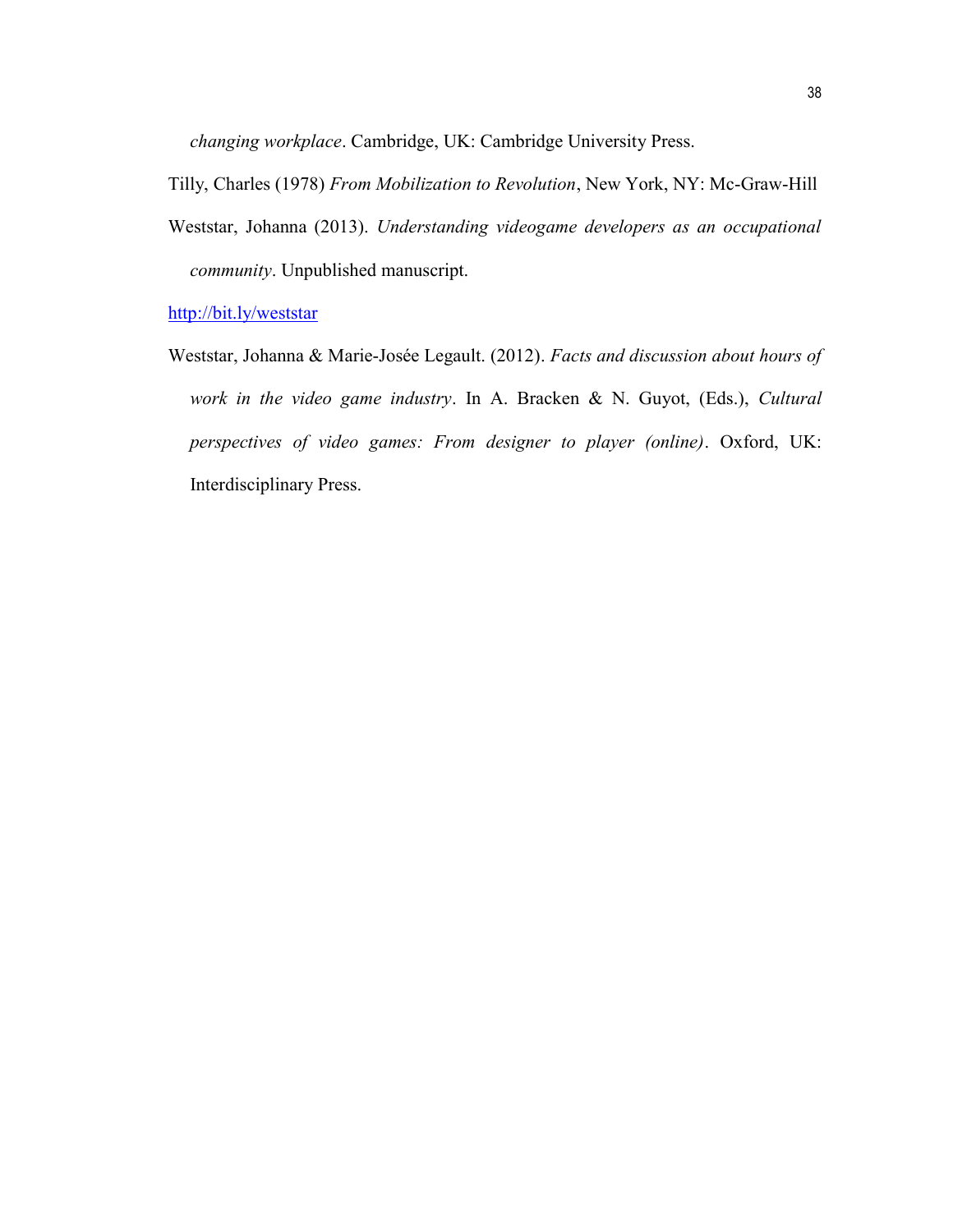*changing workplace*. Cambridge, UK: Cambridge University Press.

Tilly, Charles (1978) *From Mobilization to Revolution*, New York, NY: Mc-Graw-Hill

Weststar, Johanna (2013). *Understanding videogame developers as an occupational community*. Unpublished manuscript.

http://bit.ly/weststar

Weststar, Johanna & Marie-Josée Legault. (2012). *Facts and discussion about hours of work in the video game industry*. In A. Bracken & N. Guyot, (Eds.), *Cultural perspectives of video games: From designer to player (online)*. Oxford, UK: Interdisciplinary Press.